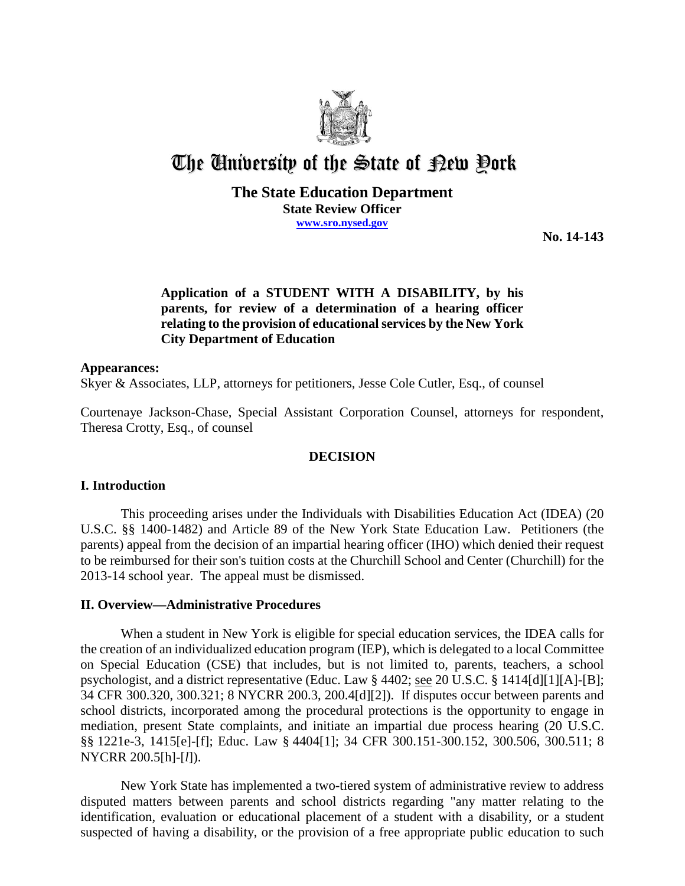# The University of the State of New York

**The State Education Department**
**State Review Officer**
**www.sro.nysed.gov**

**No. 14-143**

**Application of a STUDENT WITH A DISABILITY, by his parents, for review of a determination of a hearing officer relating to the provision of educational services by the New York City Department of Education**

**Appearances:**

Skyer & Associates, LLP, attorneys for petitioners, Jesse Cole Cutler, Esq., of counsel

Courtenaye Jackson-Chase, Special Assistant Corporation Counsel, attorneys for respondent, Theresa Crotty, Esq., of counsel

## DECISION

### I. Introduction

This proceeding arises under the Individuals with Disabilities Education Act (IDEA) (20 U.S.C. §§ 1400-1482) and Article 89 of the New York State Education Law. Petitioners (the parents) appeal from the decision of an impartial hearing officer (IHO) which denied their request to be reimbursed for their son's tuition costs at the Churchill School and Center (Churchill) for the 2013-14 school year. The appeal must be dismissed.

### II. Overview—Administrative Procedures

When a student in New York is eligible for special education services, the IDEA calls for the creation of an individualized education program (IEP), which is delegated to a local Committee on Special Education (CSE) that includes, but is not limited to, parents, teachers, a school psychologist, and a district representative (Educ. Law § 4402; see 20 U.S.C. § 1414[d][1][A]-[B]; 34 CFR 300.320, 300.321; 8 NYCRR 200.3, 200.4[d][2]). If disputes occur between parents and school districts, incorporated among the procedural protections is the opportunity to engage in mediation, present State complaints, and initiate an impartial due process hearing (20 U.S.C. §§ 1221e-3, 1415[e]-[f]; Educ. Law § 4404[1]; 34 CFR 300.151-300.152, 300.506, 300.511; 8 NYCRR 200.5[h]-[*l*]).

New York State has implemented a two-tiered system of administrative review to address disputed matters between parents and school districts regarding "any matter relating to the identification, evaluation or educational placement of a student with a disability, or a student suspected of having a disability, or the provision of a free appropriate public education to such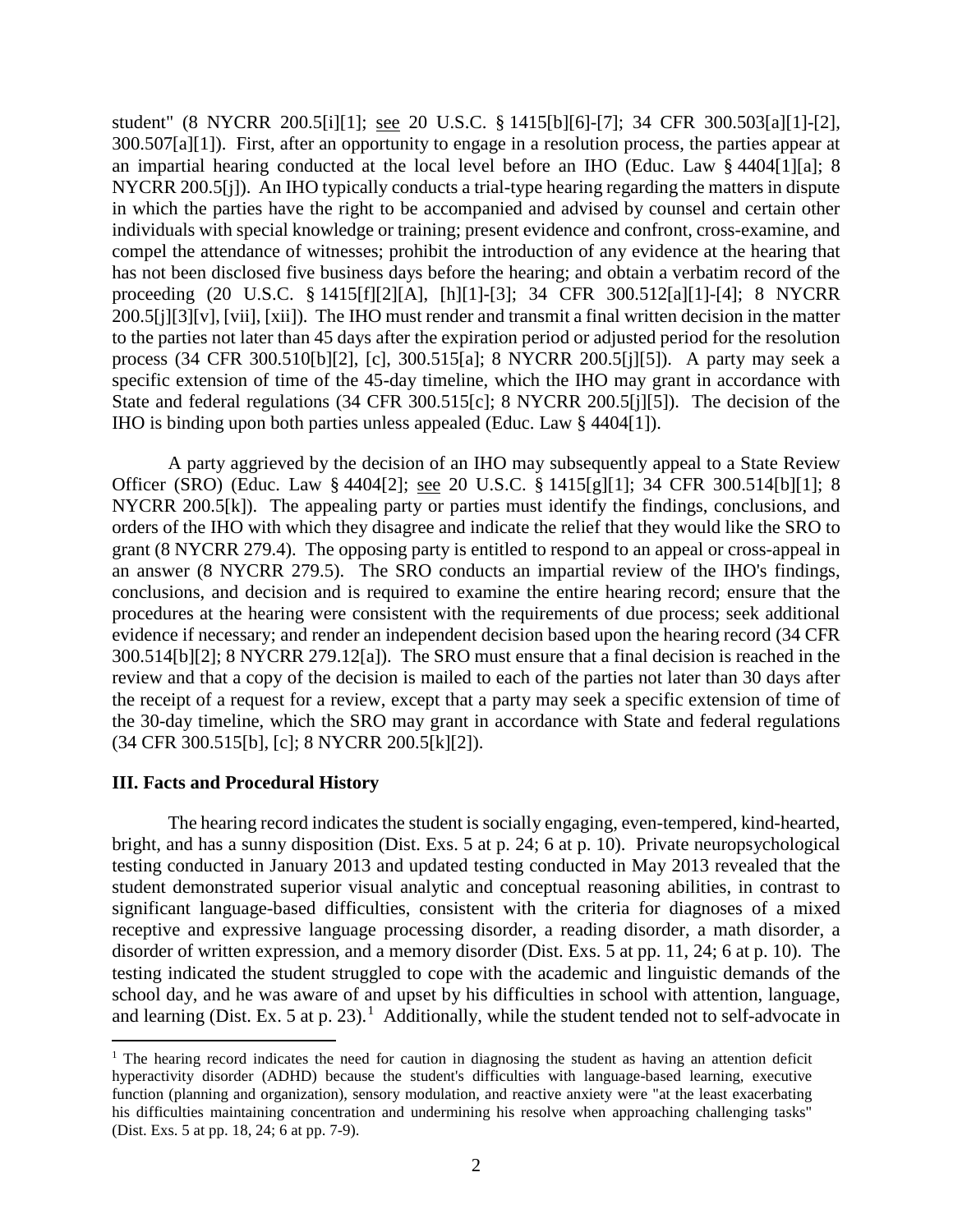student" (8 NYCRR 200.5[i][1]; see 20 U.S.C. § 1415[b][6]-[7]; 34 CFR 300.503[a][1]-[2], 300.507[a][1]). First, after an opportunity to engage in a resolution process, the parties appear at an impartial hearing conducted at the local level before an IHO (Educ. Law § 4404[1][a]; 8 NYCRR 200.5[j]). An IHO typically conducts a trial-type hearing regarding the matters in dispute in which the parties have the right to be accompanied and advised by counsel and certain other individuals with special knowledge or training; present evidence and confront, cross-examine, and compel the attendance of witnesses; prohibit the introduction of any evidence at the hearing that has not been disclosed five business days before the hearing; and obtain a verbatim record of the proceeding (20 U.S.C. § 1415[f][2][A], [h][1]-[3]; 34 CFR 300.512[a][1]-[4]; 8 NYCRR 200.5[j][3][v], [vii], [xii]). The IHO must render and transmit a final written decision in the matter to the parties not later than 45 days after the expiration period or adjusted period for the resolution process (34 CFR 300.510[b][2], [c], 300.515[a]; 8 NYCRR 200.5[j][5]). A party may seek a specific extension of time of the 45-day timeline, which the IHO may grant in accordance with State and federal regulations (34 CFR 300.515[c]; 8 NYCRR 200.5[j][5]). The decision of the IHO is binding upon both parties unless appealed (Educ. Law § 4404[1]).

A party aggrieved by the decision of an IHO may subsequently appeal to a State Review Officer (SRO) (Educ. Law § 4404[2]; see 20 U.S.C. § 1415[g][1]; 34 CFR 300.514[b][1]; 8 NYCRR 200.5[k]). The appealing party or parties must identify the findings, conclusions, and orders of the IHO with which they disagree and indicate the relief that they would like the SRO to grant (8 NYCRR 279.4). The opposing party is entitled to respond to an appeal or cross-appeal in an answer (8 NYCRR 279.5). The SRO conducts an impartial review of the IHO's findings, conclusions, and decision and is required to examine the entire hearing record; ensure that the procedures at the hearing were consistent with the requirements of due process; seek additional evidence if necessary; and render an independent decision based upon the hearing record (34 CFR 300.514[b][2]; 8 NYCRR 279.12[a]). The SRO must ensure that a final decision is reached in the review and that a copy of the decision is mailed to each of the parties not later than 30 days after the receipt of a request for a review, except that a party may seek a specific extension of time of the 30-day timeline, which the SRO may grant in accordance with State and federal regulations (34 CFR 300.515[b], [c]; 8 NYCRR 200.5[k][2]).

### III. Facts and Procedural History

The hearing record indicates the student is socially engaging, even-tempered, kind-hearted, bright, and has a sunny disposition (Dist. Exs. 5 at p. 24; 6 at p. 10). Private neuropsychological testing conducted in January 2013 and updated testing conducted in May 2013 revealed that the student demonstrated superior visual analytic and conceptual reasoning abilities, in contrast to significant language-based difficulties, consistent with the criteria for diagnoses of a mixed receptive and expressive language processing disorder, a reading disorder, a math disorder, a disorder of written expression, and a memory disorder (Dist. Exs. 5 at pp. 11, 24; 6 at p. 10). The testing indicated the student struggled to cope with the academic and linguistic demands of the school day, and he was aware of and upset by his difficulties in school with attention, language, and learning (Dist. Ex. 5 at p. 23).[1] Additionally, while the student tended not to self-advocate in

[1] The hearing record indicates the need for caution in diagnosing the student as having an attention deficit hyperactivity disorder (ADHD) because the student's difficulties with language-based learning, executive function (planning and organization), sensory modulation, and reactive anxiety were "at the least exacerbating his difficulties maintaining concentration and undermining his resolve when approaching challenging tasks" (Dist. Exs. 5 at pp. 18, 24; 6 at pp. 7-9).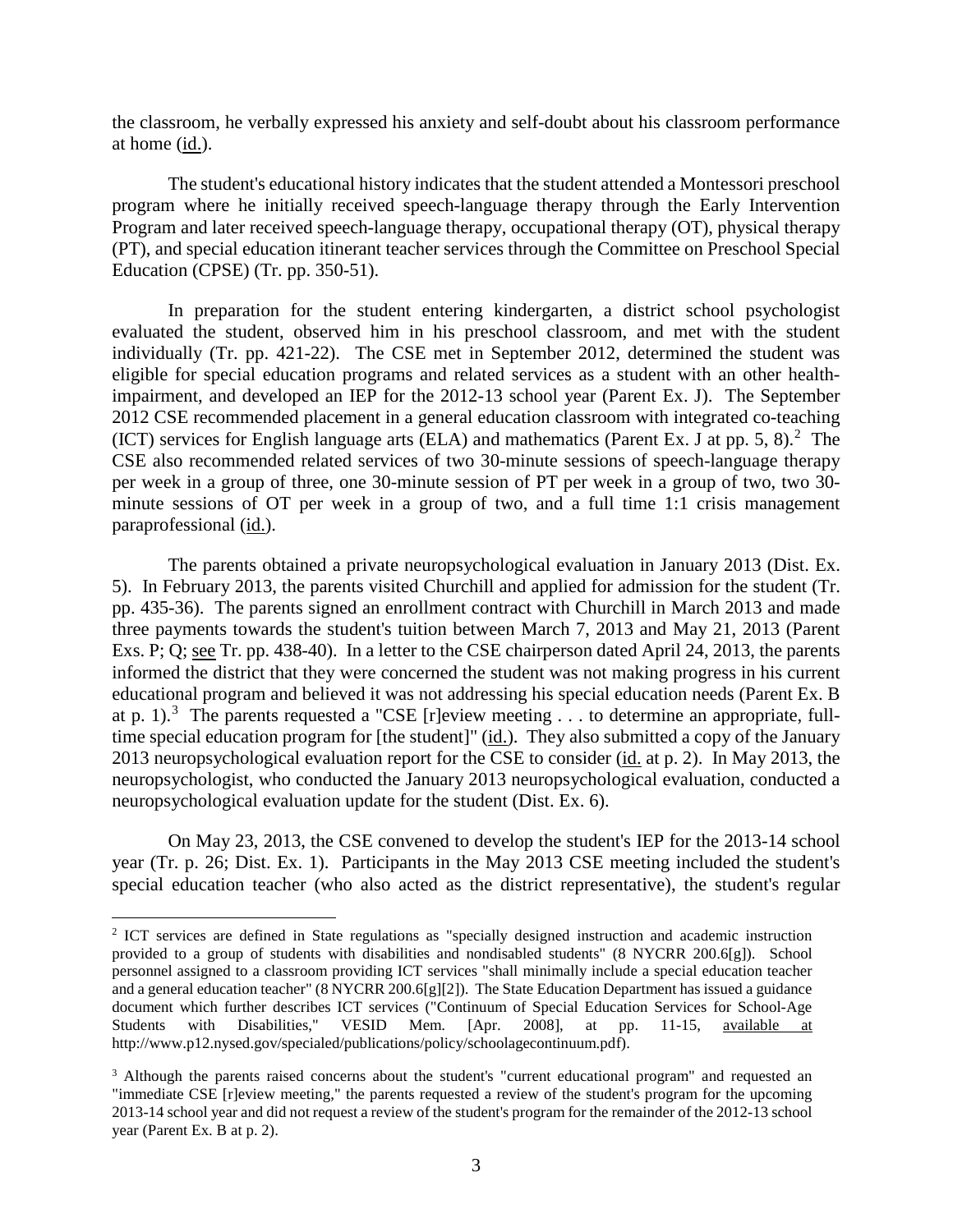the classroom, he verbally expressed his anxiety and self-doubt about his classroom performance at home (id.).

The student's educational history indicates that the student attended a Montessori preschool program where he initially received speech-language therapy through the Early Intervention Program and later received speech-language therapy, occupational therapy (OT), physical therapy (PT), and special education itinerant teacher services through the Committee on Preschool Special Education (CPSE) (Tr. pp. 350-51).

In preparation for the student entering kindergarten, a district school psychologist evaluated the student, observed him in his preschool classroom, and met with the student individually (Tr. pp. 421-22). The CSE met in September 2012, determined the student was eligible for special education programs and related services as a student with an other health-impairment, and developed an IEP for the 2012-13 school year (Parent Ex. J). The September 2012 CSE recommended placement in a general education classroom with integrated co-teaching (ICT) services for English language arts (ELA) and mathematics (Parent Ex. J at pp. 5, 8).[2] The CSE also recommended related services of two 30-minute sessions of speech-language therapy per week in a group of three, one 30-minute session of PT per week in a group of two, two 30-minute sessions of OT per week in a group of two, and a full time 1:1 crisis management paraprofessional (id.).

The parents obtained a private neuropsychological evaluation in January 2013 (Dist. Ex. 5). In February 2013, the parents visited Churchill and applied for admission for the student (Tr. pp. 435-36). The parents signed an enrollment contract with Churchill in March 2013 and made three payments towards the student's tuition between March 7, 2013 and May 21, 2013 (Parent Exs. P; Q; see Tr. pp. 438-40). In a letter to the CSE chairperson dated April 24, 2013, the parents informed the district that they were concerned the student was not making progress in his current educational program and believed it was not addressing his special education needs (Parent Ex. B at p. 1).[3] The parents requested a "CSE [r]eview meeting . . . to determine an appropriate, full-time special education program for [the student]" (id.). They also submitted a copy of the January 2013 neuropsychological evaluation report for the CSE to consider (id. at p. 2). In May 2013, the neuropsychologist, who conducted the January 2013 neuropsychological evaluation, conducted a neuropsychological evaluation update for the student (Dist. Ex. 6).

On May 23, 2013, the CSE convened to develop the student's IEP for the 2013-14 school year (Tr. p. 26; Dist. Ex. 1). Participants in the May 2013 CSE meeting included the student's special education teacher (who also acted as the district representative), the student's regular

[2] ICT services are defined in State regulations as "specially designed instruction and academic instruction provided to a group of students with disabilities and nondisabled students" (8 NYCRR 200.6[g]). School personnel assigned to a classroom providing ICT services "shall minimally include a special education teacher and a general education teacher" (8 NYCRR 200.6[g][2]). The State Education Department has issued a guidance document which further describes ICT services ("Continuum of Special Education Services for School-Age Students with Disabilities," VESID Mem. [Apr. 2008], at pp. 11-15, available at http://www.p12.nysed.gov/specialed/publications/policy/schoolagecontinuum.pdf).

[3] Although the parents raised concerns about the student's "current educational program" and requested an "immediate CSE [r]eview meeting," the parents requested a review of the student's program for the upcoming 2013-14 school year and did not request a review of the student's program for the remainder of the 2012-13 school year (Parent Ex. B at p. 2).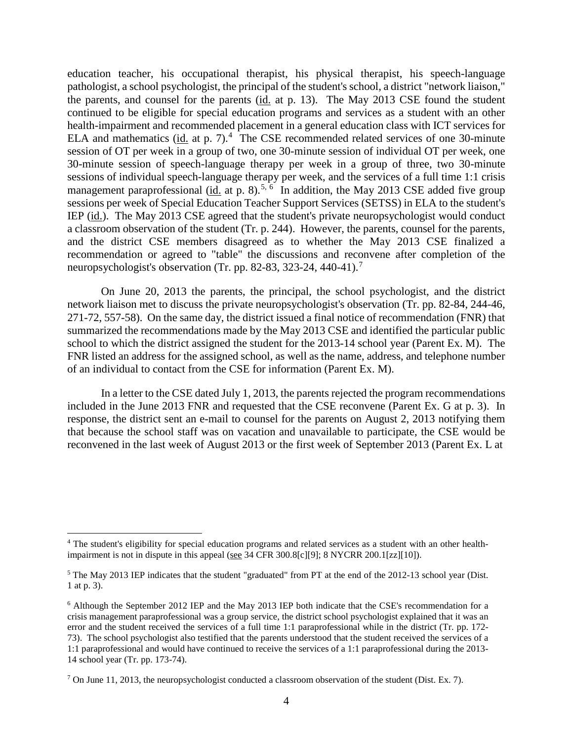education teacher, his occupational therapist, his physical therapist, his speech-language pathologist, a school psychologist, the principal of the student's school, a district "network liaison," the parents, and counsel for the parents (id. at p. 13). The May 2013 CSE found the student continued to be eligible for special education programs and services as a student with an other health-impairment and recommended placement in a general education class with ICT services for ELA and mathematics (id. at p. 7).[4] The CSE recommended related services of one 30-minute session of OT per week in a group of two, one 30-minute session of individual OT per week, one 30-minute session of speech-language therapy per week in a group of three, two 30-minute sessions of individual speech-language therapy per week, and the services of a full time 1:1 crisis management paraprofessional (id. at p. 8).[5, 6] In addition, the May 2013 CSE added five group sessions per week of Special Education Teacher Support Services (SETSS) in ELA to the student's IEP (id.). The May 2013 CSE agreed that the student's private neuropsychologist would conduct a classroom observation of the student (Tr. p. 244). However, the parents, counsel for the parents, and the district CSE members disagreed as to whether the May 2013 CSE finalized a recommendation or agreed to "table" the discussions and reconvene after completion of the neuropsychologist's observation (Tr. pp. 82-83, 323-24, 440-41).[7]

On June 20, 2013 the parents, the principal, the school psychologist, and the district network liaison met to discuss the private neuropsychologist's observation (Tr. pp. 82-84, 244-46, 271-72, 557-58). On the same day, the district issued a final notice of recommendation (FNR) that summarized the recommendations made by the May 2013 CSE and identified the particular public school to which the district assigned the student for the 2013-14 school year (Parent Ex. M). The FNR listed an address for the assigned school, as well as the name, address, and telephone number of an individual to contact from the CSE for information (Parent Ex. M).

In a letter to the CSE dated July 1, 2013, the parents rejected the program recommendations included in the June 2013 FNR and requested that the CSE reconvene (Parent Ex. G at p. 3). In response, the district sent an e-mail to counsel for the parents on August 2, 2013 notifying them that because the school staff was on vacation and unavailable to participate, the CSE would be reconvened in the last week of August 2013 or the first week of September 2013 (Parent Ex. L at

---

[4] The student's eligibility for special education programs and related services as a student with an other health-impairment is not in dispute in this appeal (see 34 CFR 300.8[c][9]; 8 NYCRR 200.1[zz][10]).

[5] The May 2013 IEP indicates that the student "graduated" from PT at the end of the 2012-13 school year (Dist. 1 at p. 3).

[6] Although the September 2012 IEP and the May 2013 IEP both indicate that the CSE's recommendation for a crisis management paraprofessional was a group service, the district school psychologist explained that it was an error and the student received the services of a full time 1:1 paraprofessional while in the district (Tr. pp. 172-73). The school psychologist also testified that the parents understood that the student received the services of a 1:1 paraprofessional and would have continued to receive the services of a 1:1 paraprofessional during the 2013-14 school year (Tr. pp. 173-74).

[7] On June 11, 2013, the neuropsychologist conducted a classroom observation of the student (Dist. Ex. 7).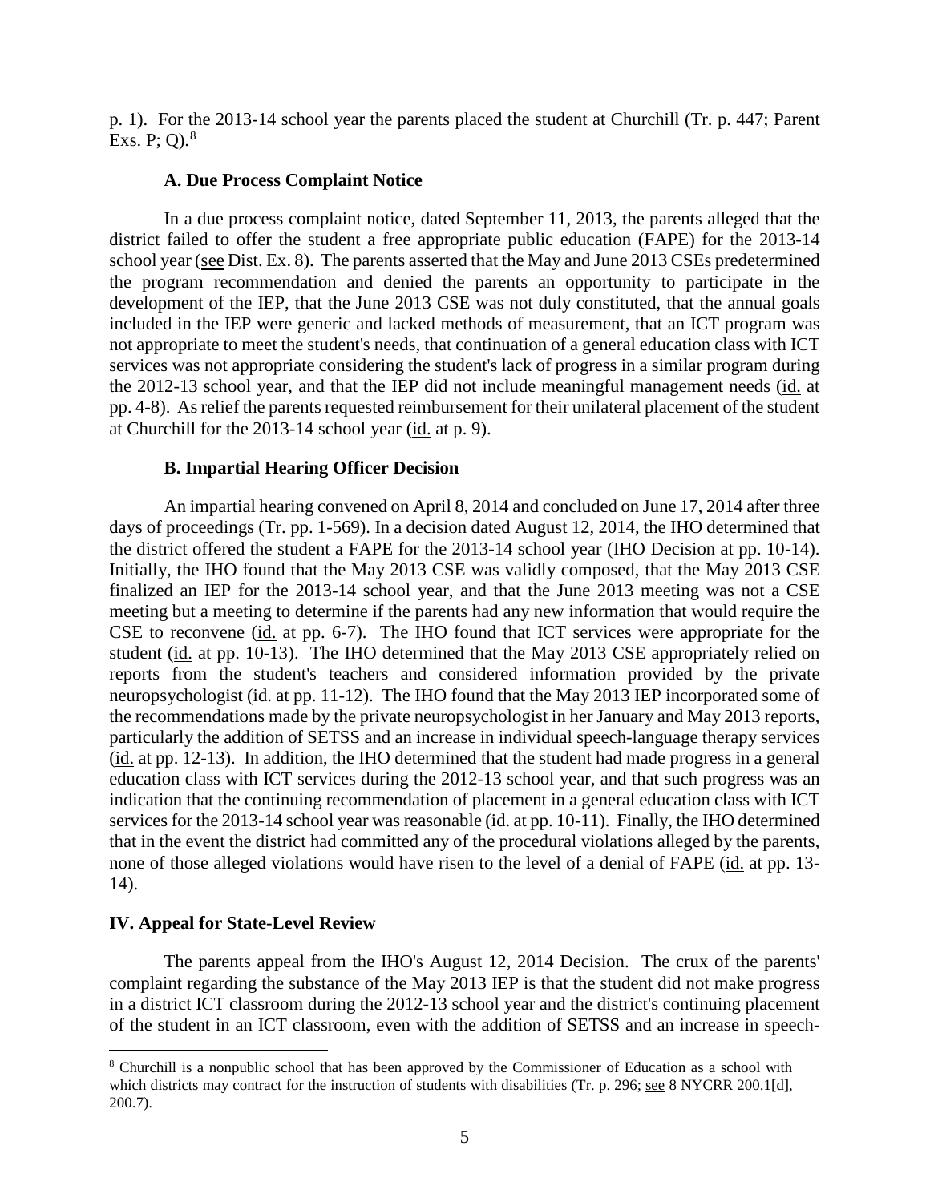p. 1). For the 2013-14 school year the parents placed the student at Churchill (Tr. p. 447; Parent Exs. P; Q).[8]

### A. Due Process Complaint Notice

In a due process complaint notice, dated September 11, 2013, the parents alleged that the district failed to offer the student a free appropriate public education (FAPE) for the 2013-14 school year (see Dist. Ex. 8). The parents asserted that the May and June 2013 CSEs predetermined the program recommendation and denied the parents an opportunity to participate in the development of the IEP, that the June 2013 CSE was not duly constituted, that the annual goals included in the IEP were generic and lacked methods of measurement, that an ICT program was not appropriate to meet the student's needs, that continuation of a general education class with ICT services was not appropriate considering the student's lack of progress in a similar program during the 2012-13 school year, and that the IEP did not include meaningful management needs (id. at pp. 4-8). As relief the parents requested reimbursement for their unilateral placement of the student at Churchill for the 2013-14 school year (id. at p. 9).

### B. Impartial Hearing Officer Decision

An impartial hearing convened on April 8, 2014 and concluded on June 17, 2014 after three days of proceedings (Tr. pp. 1-569). In a decision dated August 12, 2014, the IHO determined that the district offered the student a FAPE for the 2013-14 school year (IHO Decision at pp. 10-14). Initially, the IHO found that the May 2013 CSE was validly composed, that the May 2013 CSE finalized an IEP for the 2013-14 school year, and that the June 2013 meeting was not a CSE meeting but a meeting to determine if the parents had any new information that would require the CSE to reconvene (id. at pp. 6-7). The IHO found that ICT services were appropriate for the student (id. at pp. 10-13). The IHO determined that the May 2013 CSE appropriately relied on reports from the student's teachers and considered information provided by the private neuropsychologist (id. at pp. 11-12). The IHO found that the May 2013 IEP incorporated some of the recommendations made by the private neuropsychologist in her January and May 2013 reports, particularly the addition of SETSS and an increase in individual speech-language therapy services (id. at pp. 12-13). In addition, the IHO determined that the student had made progress in a general education class with ICT services during the 2012-13 school year, and that such progress was an indication that the continuing recommendation of placement in a general education class with ICT services for the 2013-14 school year was reasonable (id. at pp. 10-11). Finally, the IHO determined that in the event the district had committed any of the procedural violations alleged by the parents, none of those alleged violations would have risen to the level of a denial of FAPE (id. at pp. 13-14).

## IV. Appeal for State-Level Review

The parents appeal from the IHO's August 12, 2014 Decision. The crux of the parents' complaint regarding the substance of the May 2013 IEP is that the student did not make progress in a district ICT classroom during the 2012-13 school year and the district's continuing placement of the student in an ICT classroom, even with the addition of SETSS and an increase in speech-

[8] Churchill is a nonpublic school that has been approved by the Commissioner of Education as a school with which districts may contract for the instruction of students with disabilities (Tr. p. 296; see 8 NYCRR 200.1[d], 200.7).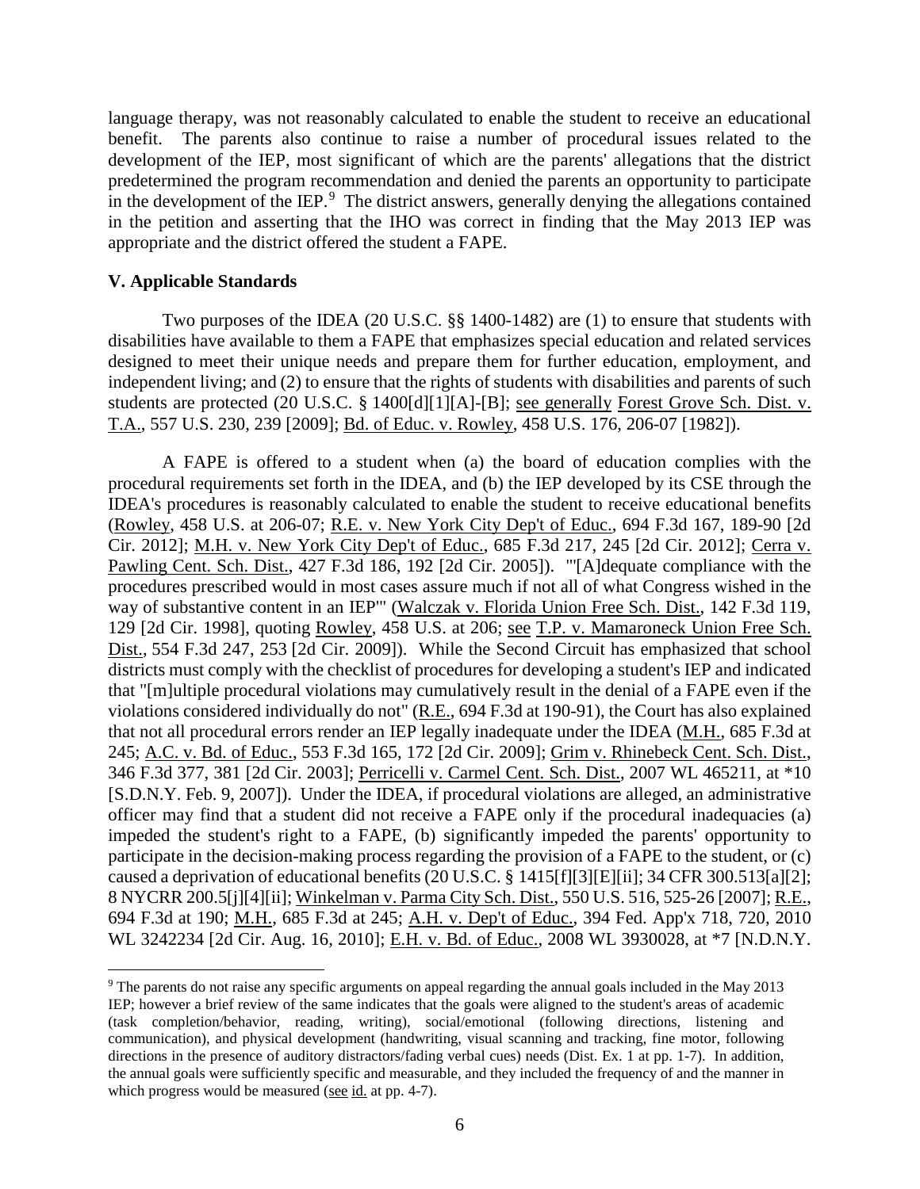language therapy, was not reasonably calculated to enable the student to receive an educational benefit. The parents also continue to raise a number of procedural issues related to the development of the IEP, most significant of which are the parents' allegations that the district predetermined the program recommendation and denied the parents an opportunity to participate in the development of the IEP.[9] The district answers, generally denying the allegations contained in the petition and asserting that the IHO was correct in finding that the May 2013 IEP was appropriate and the district offered the student a FAPE.

## V. Applicable Standards

Two purposes of the IDEA (20 U.S.C. §§ 1400-1482) are (1) to ensure that students with disabilities have available to them a FAPE that emphasizes special education and related services designed to meet their unique needs and prepare them for further education, employment, and independent living; and (2) to ensure that the rights of students with disabilities and parents of such students are protected (20 U.S.C. § 1400[d][1][A]-[B]; see generally Forest Grove Sch. Dist. v. T.A., 557 U.S. 230, 239 [2009]; Bd. of Educ. v. Rowley, 458 U.S. 176, 206-07 [1982]).

A FAPE is offered to a student when (a) the board of education complies with the procedural requirements set forth in the IDEA, and (b) the IEP developed by its CSE through the IDEA's procedures is reasonably calculated to enable the student to receive educational benefits (Rowley, 458 U.S. at 206-07; R.E. v. New York City Dep't of Educ., 694 F.3d 167, 189-90 [2d Cir. 2012]; M.H. v. New York City Dep't of Educ., 685 F.3d 217, 245 [2d Cir. 2012]; Cerra v. Pawling Cent. Sch. Dist., 427 F.3d 186, 192 [2d Cir. 2005]). "'[A]dequate compliance with the procedures prescribed would in most cases assure much if not all of what Congress wished in the way of substantive content in an IEP'" (Walczak v. Florida Union Free Sch. Dist., 142 F.3d 119, 129 [2d Cir. 1998], quoting Rowley, 458 U.S. at 206; see T.P. v. Mamaroneck Union Free Sch. Dist., 554 F.3d 247, 253 [2d Cir. 2009]). While the Second Circuit has emphasized that school districts must comply with the checklist of procedures for developing a student's IEP and indicated that "[m]ultiple procedural violations may cumulatively result in the denial of a FAPE even if the violations considered individually do not" (R.E., 694 F.3d at 190-91), the Court has also explained that not all procedural errors render an IEP legally inadequate under the IDEA (M.H., 685 F.3d at 245; A.C. v. Bd. of Educ., 553 F.3d 165, 172 [2d Cir. 2009]; Grim v. Rhinebeck Cent. Sch. Dist., 346 F.3d 377, 381 [2d Cir. 2003]; Perricelli v. Carmel Cent. Sch. Dist., 2007 WL 465211, at *10 [S.D.N.Y. Feb. 9, 2007]). Under the IDEA, if procedural violations are alleged, an administrative officer may find that a student did not receive a FAPE only if the procedural inadequacies (a) impeded the student's right to a FAPE, (b) significantly impeded the parents' opportunity to participate in the decision-making process regarding the provision of a FAPE to the student, or (c) caused a deprivation of educational benefits (20 U.S.C. § 1415[f][3][E][ii]; 34 CFR 300.513[a][2]; 8 NYCRR 200.5[j][4][ii]; Winkelman v. Parma City Sch. Dist., 550 U.S. 516, 525-26 [2007]; R.E., 694 F.3d at 190; M.H., 685 F.3d at 245; A.H. v. Dep't of Educ., 394 Fed. App'x 718, 720, 2010 WL 3242234 [2d Cir. Aug. 16, 2010]; E.H. v. Bd. of Educ., 2008 WL 3930028, at *7 [N.D.N.Y.

---

[9] The parents do not raise any specific arguments on appeal regarding the annual goals included in the May 2013 IEP; however a brief review of the same indicates that the goals were aligned to the student's areas of academic (task completion/behavior, reading, writing), social/emotional (following directions, listening and communication), and physical development (handwriting, visual scanning and tracking, fine motor, following directions in the presence of auditory distractors/fading verbal cues) needs (Dist. Ex. 1 at pp. 1-7). In addition, the annual goals were sufficiently specific and measurable, and they included the frequency of and the manner in which progress would be measured (see id. at pp. 4-7).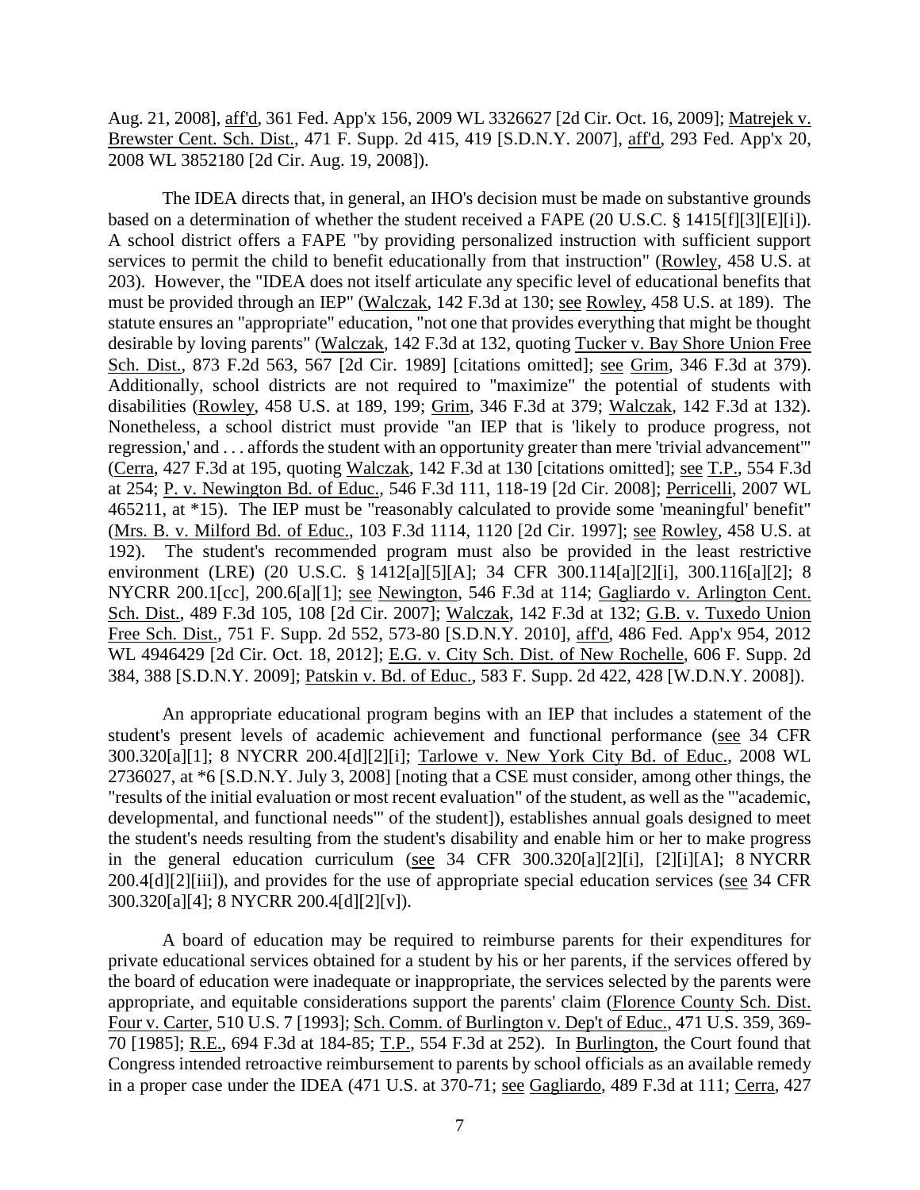Aug. 21, 2008], aff'd, 361 Fed. App'x 156, 2009 WL 3326627 [2d Cir. Oct. 16, 2009]; Matrejek v. Brewster Cent. Sch. Dist., 471 F. Supp. 2d 415, 419 [S.D.N.Y. 2007], aff'd, 293 Fed. App'x 20, 2008 WL 3852180 [2d Cir. Aug. 19, 2008]).

The IDEA directs that, in general, an IHO's decision must be made on substantive grounds based on a determination of whether the student received a FAPE (20 U.S.C. § 1415[f][3][E][i]). A school district offers a FAPE "by providing personalized instruction with sufficient support services to permit the child to benefit educationally from that instruction" (Rowley, 458 U.S. at 203). However, the "IDEA does not itself articulate any specific level of educational benefits that must be provided through an IEP" (Walczak, 142 F.3d at 130; see Rowley, 458 U.S. at 189). The statute ensures an "appropriate" education, "not one that provides everything that might be thought desirable by loving parents" (Walczak, 142 F.3d at 132, quoting Tucker v. Bay Shore Union Free Sch. Dist., 873 F.2d 563, 567 [2d Cir. 1989] [citations omitted]; see Grim, 346 F.3d at 379). Additionally, school districts are not required to "maximize" the potential of students with disabilities (Rowley, 458 U.S. at 189, 199; Grim, 346 F.3d at 379; Walczak, 142 F.3d at 132). Nonetheless, a school district must provide "an IEP that is 'likely to produce progress, not regression,' and . . . affords the student with an opportunity greater than mere 'trivial advancement'" (Cerra, 427 F.3d at 195, quoting Walczak, 142 F.3d at 130 [citations omitted]; see T.P., 554 F.3d at 254; P. v. Newington Bd. of Educ., 546 F.3d 111, 118-19 [2d Cir. 2008]; Perricelli, 2007 WL 465211, at *15). The IEP must be "reasonably calculated to provide some 'meaningful' benefit" (Mrs. B. v. Milford Bd. of Educ., 103 F.3d 1114, 1120 [2d Cir. 1997]; see Rowley, 458 U.S. at 192). The student's recommended program must also be provided in the least restrictive environment (LRE) (20 U.S.C. § 1412[a][5][A]; 34 CFR 300.114[a][2][i], 300.116[a][2]; 8 NYCRR 200.1[cc], 200.6[a][1]; see Newington, 546 F.3d at 114; Gagliardo v. Arlington Cent. Sch. Dist., 489 F.3d 105, 108 [2d Cir. 2007]; Walczak, 142 F.3d at 132; G.B. v. Tuxedo Union Free Sch. Dist., 751 F. Supp. 2d 552, 573-80 [S.D.N.Y. 2010], aff'd, 486 Fed. App'x 954, 2012 WL 4946429 [2d Cir. Oct. 18, 2012]; E.G. v. City Sch. Dist. of New Rochelle, 606 F. Supp. 2d 384, 388 [S.D.N.Y. 2009]; Patskin v. Bd. of Educ., 583 F. Supp. 2d 422, 428 [W.D.N.Y. 2008]).

An appropriate educational program begins with an IEP that includes a statement of the student's present levels of academic achievement and functional performance (see 34 CFR 300.320[a][1]; 8 NYCRR 200.4[d][2][i]; Tarlowe v. New York City Bd. of Educ., 2008 WL 2736027, at *6 [S.D.N.Y. July 3, 2008] [noting that a CSE must consider, among other things, the "results of the initial evaluation or most recent evaluation" of the student, as well as the "'academic, developmental, and functional needs'" of the student]), establishes annual goals designed to meet the student's needs resulting from the student's disability and enable him or her to make progress in the general education curriculum (see 34 CFR 300.320[a][2][i], [2][i][A]; 8 NYCRR 200.4[d][2][iii]), and provides for the use of appropriate special education services (see 34 CFR 300.320[a][4]; 8 NYCRR 200.4[d][2][v]).

A board of education may be required to reimburse parents for their expenditures for private educational services obtained for a student by his or her parents, if the services offered by the board of education were inadequate or inappropriate, the services selected by the parents were appropriate, and equitable considerations support the parents' claim (Florence County Sch. Dist. Four v. Carter, 510 U.S. 7 [1993]; Sch. Comm. of Burlington v. Dep't of Educ., 471 U.S. 359, 369-70 [1985]; R.E., 694 F.3d at 184-85; T.P., 554 F.3d at 252). In Burlington, the Court found that Congress intended retroactive reimbursement to parents by school officials as an available remedy in a proper case under the IDEA (471 U.S. at 370-71; see Gagliardo, 489 F.3d at 111; Cerra, 427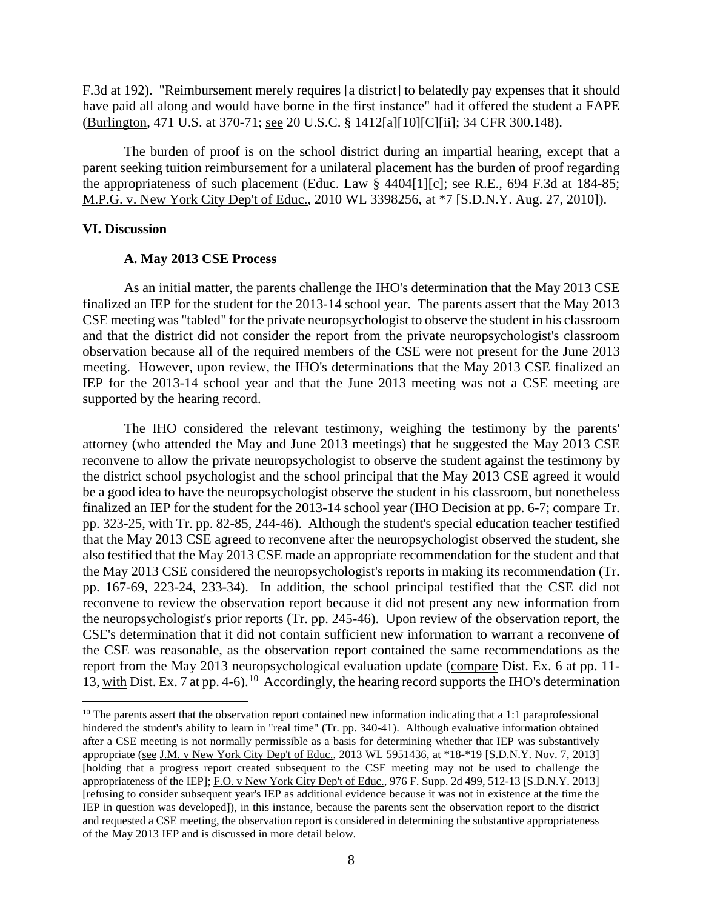F.3d at 192). "Reimbursement merely requires [a district] to belatedly pay expenses that it should have paid all along and would have borne in the first instance" had it offered the student a FAPE (Burlington, 471 U.S. at 370-71; see 20 U.S.C. § 1412[a][10][C][ii]; 34 CFR 300.148).

The burden of proof is on the school district during an impartial hearing, except that a parent seeking tuition reimbursement for a unilateral placement has the burden of proof regarding the appropriateness of such placement (Educ. Law § 4404[1][c]; see R.E., 694 F.3d at 184-85; M.P.G. v. New York City Dep't of Educ., 2010 WL 3398256, at *7 [S.D.N.Y. Aug. 27, 2010]).

## VI. Discussion

### A. May 2013 CSE Process

As an initial matter, the parents challenge the IHO's determination that the May 2013 CSE finalized an IEP for the student for the 2013-14 school year. The parents assert that the May 2013 CSE meeting was "tabled" for the private neuropsychologist to observe the student in his classroom and that the district did not consider the report from the private neuropsychologist's classroom observation because all of the required members of the CSE were not present for the June 2013 meeting. However, upon review, the IHO's determinations that the May 2013 CSE finalized an IEP for the 2013-14 school year and that the June 2013 meeting was not a CSE meeting are supported by the hearing record.

The IHO considered the relevant testimony, weighing the testimony by the parents' attorney (who attended the May and June 2013 meetings) that he suggested the May 2013 CSE reconvene to allow the private neuropsychologist to observe the student against the testimony by the district school psychologist and the school principal that the May 2013 CSE agreed it would be a good idea to have the neuropsychologist observe the student in his classroom, but nonetheless finalized an IEP for the student for the 2013-14 school year (IHO Decision at pp. 6-7; compare Tr. pp. 323-25, with Tr. pp. 82-85, 244-46). Although the student's special education teacher testified that the May 2013 CSE agreed to reconvene after the neuropsychologist observed the student, she also testified that the May 2013 CSE made an appropriate recommendation for the student and that the May 2013 CSE considered the neuropsychologist's reports in making its recommendation (Tr. pp. 167-69, 223-24, 233-34). In addition, the school principal testified that the CSE did not reconvene to review the observation report because it did not present any new information from the neuropsychologist's prior reports (Tr. pp. 245-46). Upon review of the observation report, the CSE's determination that it did not contain sufficient new information to warrant a reconvene of the CSE was reasonable, as the observation report contained the same recommendations as the report from the May 2013 neuropsychological evaluation update (compare Dist. Ex. 6 at pp. 11-13, with Dist. Ex. 7 at pp. 4-6).[10] Accordingly, the hearing record supports the IHO's determination

[10] The parents assert that the observation report contained new information indicating that a 1:1 paraprofessional hindered the student's ability to learn in "real time" (Tr. pp. 340-41). Although evaluative information obtained after a CSE meeting is not normally permissible as a basis for determining whether that IEP was substantively appropriate (see J.M. v New York City Dep't of Educ., 2013 WL 5951436, at *18-*19 [S.D.N.Y. Nov. 7, 2013] [holding that a progress report created subsequent to the CSE meeting may not be used to challenge the appropriateness of the IEP]; F.O. v New York City Dep't of Educ., 976 F. Supp. 2d 499, 512-13 [S.D.N.Y. 2013] [refusing to consider subsequent year's IEP as additional evidence because it was not in existence at the time the IEP in question was developed]), in this instance, because the parents sent the observation report to the district and requested a CSE meeting, the observation report is considered in determining the substantive appropriateness of the May 2013 IEP and is discussed in more detail below.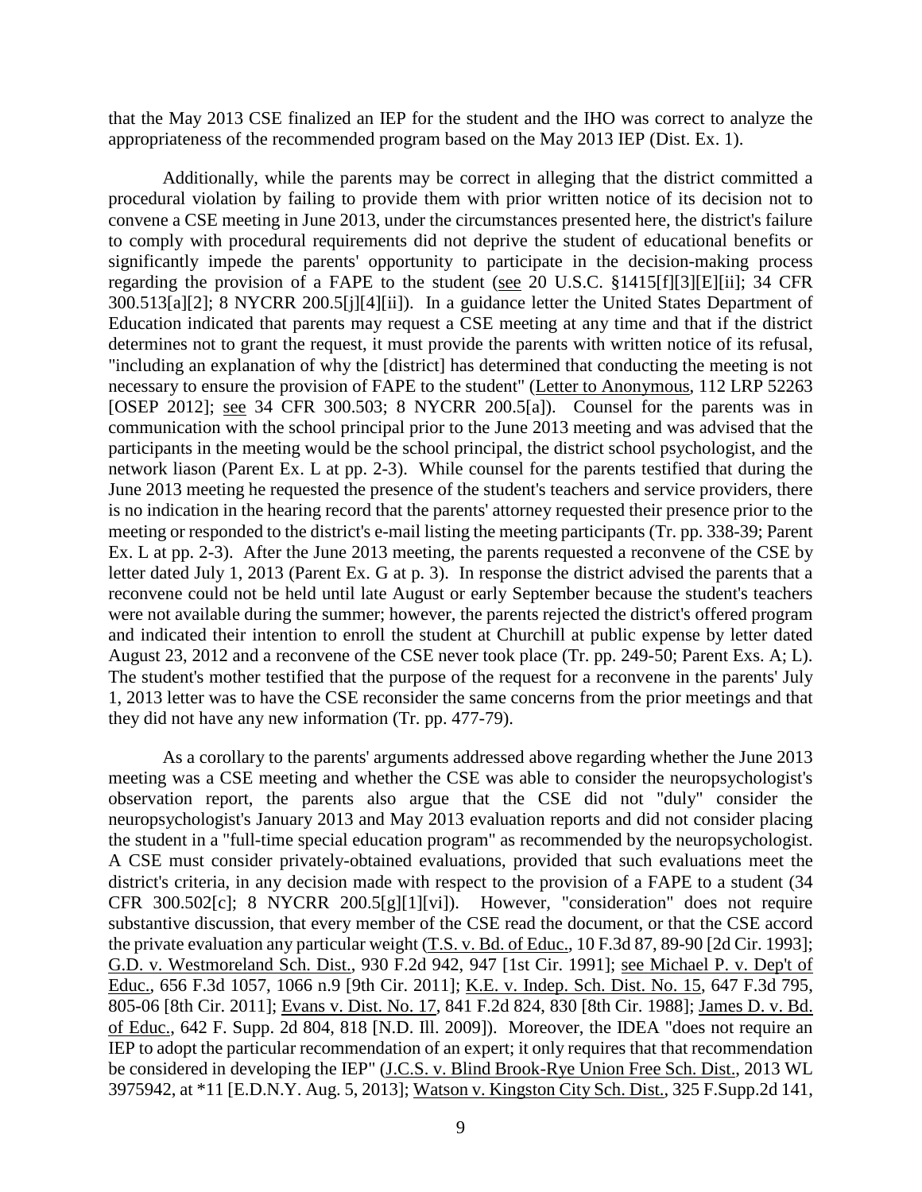that the May 2013 CSE finalized an IEP for the student and the IHO was correct to analyze the appropriateness of the recommended program based on the May 2013 IEP (Dist. Ex. 1).

Additionally, while the parents may be correct in alleging that the district committed a procedural violation by failing to provide them with prior written notice of its decision not to convene a CSE meeting in June 2013, under the circumstances presented here, the district's failure to comply with procedural requirements did not deprive the student of educational benefits or significantly impede the parents' opportunity to participate in the decision-making process regarding the provision of a FAPE to the student (see 20 U.S.C. §1415[f][3][E][ii]; 34 CFR 300.513[a][2]; 8 NYCRR 200.5[j][4][ii]). In a guidance letter the United States Department of Education indicated that parents may request a CSE meeting at any time and that if the district determines not to grant the request, it must provide the parents with written notice of its refusal, "including an explanation of why the [district] has determined that conducting the meeting is not necessary to ensure the provision of FAPE to the student" (Letter to Anonymous, 112 LRP 52263 [OSEP 2012]; see 34 CFR 300.503; 8 NYCRR 200.5[a]). Counsel for the parents was in communication with the school principal prior to the June 2013 meeting and was advised that the participants in the meeting would be the school principal, the district school psychologist, and the network liason (Parent Ex. L at pp. 2-3). While counsel for the parents testified that during the June 2013 meeting he requested the presence of the student's teachers and service providers, there is no indication in the hearing record that the parents' attorney requested their presence prior to the meeting or responded to the district's e-mail listing the meeting participants (Tr. pp. 338-39; Parent Ex. L at pp. 2-3). After the June 2013 meeting, the parents requested a reconvene of the CSE by letter dated July 1, 2013 (Parent Ex. G at p. 3). In response the district advised the parents that a reconvene could not be held until late August or early September because the student's teachers were not available during the summer; however, the parents rejected the district's offered program and indicated their intention to enroll the student at Churchill at public expense by letter dated August 23, 2012 and a reconvene of the CSE never took place (Tr. pp. 249-50; Parent Exs. A; L). The student's mother testified that the purpose of the request for a reconvene in the parents' July 1, 2013 letter was to have the CSE reconsider the same concerns from the prior meetings and that they did not have any new information (Tr. pp. 477-79).

As a corollary to the parents' arguments addressed above regarding whether the June 2013 meeting was a CSE meeting and whether the CSE was able to consider the neuropsychologist's observation report, the parents also argue that the CSE did not "duly" consider the neuropsychologist's January 2013 and May 2013 evaluation reports and did not consider placing the student in a "full-time special education program" as recommended by the neuropsychologist. A CSE must consider privately-obtained evaluations, provided that such evaluations meet the district's criteria, in any decision made with respect to the provision of a FAPE to a student (34 CFR 300.502[c]; 8 NYCRR 200.5[g][1][vi]). However, "consideration" does not require substantive discussion, that every member of the CSE read the document, or that the CSE accord the private evaluation any particular weight (T.S. v. Bd. of Educ., 10 F.3d 87, 89-90 [2d Cir. 1993]; G.D. v. Westmoreland Sch. Dist., 930 F.2d 942, 947 [1st Cir. 1991]; see Michael P. v. Dep't of Educ., 656 F.3d 1057, 1066 n.9 [9th Cir. 2011]; K.E. v. Indep. Sch. Dist. No. 15, 647 F.3d 795, 805-06 [8th Cir. 2011]; Evans v. Dist. No. 17, 841 F.2d 824, 830 [8th Cir. 1988]; James D. v. Bd. of Educ., 642 F. Supp. 2d 804, 818 [N.D. Ill. 2009]). Moreover, the IDEA "does not require an IEP to adopt the particular recommendation of an expert; it only requires that that recommendation be considered in developing the IEP" (J.C.S. v. Blind Brook-Rye Union Free Sch. Dist., 2013 WL 3975942, at *11 [E.D.N.Y. Aug. 5, 2013]; Watson v. Kingston City Sch. Dist., 325 F.Supp.2d 141,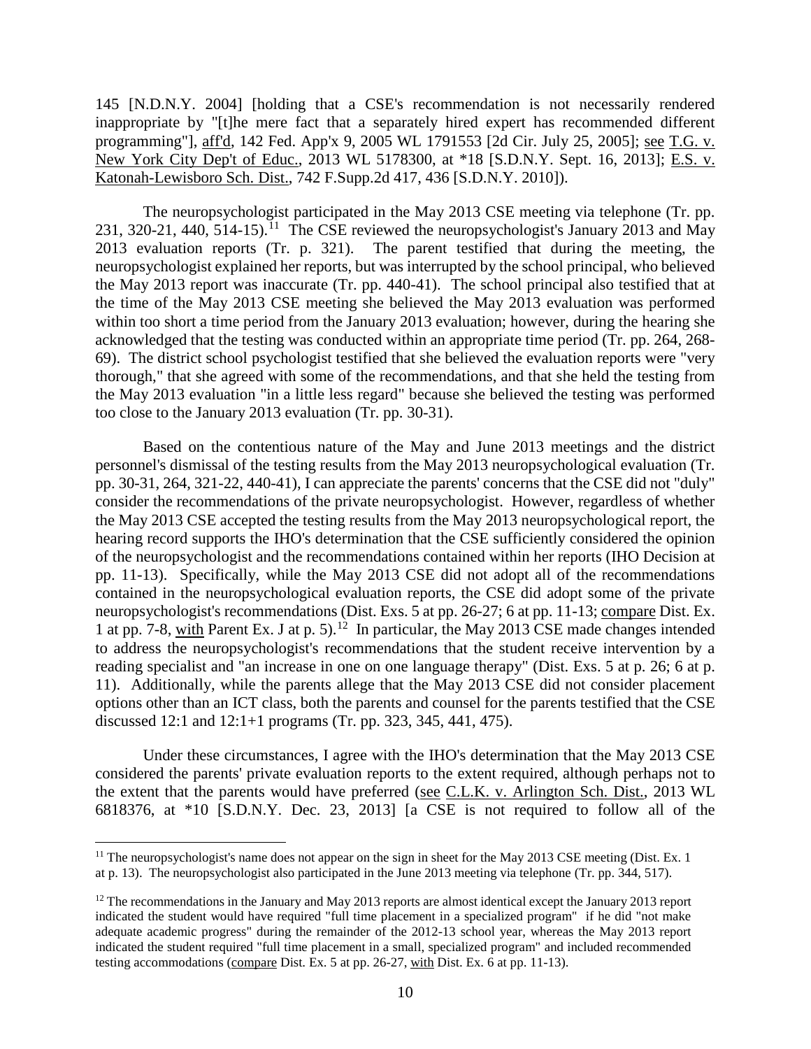145 [N.D.N.Y. 2004] [holding that a CSE's recommendation is not necessarily rendered inappropriate by "[t]he mere fact that a separately hired expert has recommended different programming"], aff'd, 142 Fed. App'x 9, 2005 WL 1791553 [2d Cir. July 25, 2005]; see T.G. v. New York City Dep't of Educ., 2013 WL 5178300, at *18 [S.D.N.Y. Sept. 16, 2013]; E.S. v. Katonah-Lewisboro Sch. Dist., 742 F.Supp.2d 417, 436 [S.D.N.Y. 2010]).

The neuropsychologist participated in the May 2013 CSE meeting via telephone (Tr. pp. 231, 320-21, 440, 514-15).[11] The CSE reviewed the neuropsychologist's January 2013 and May 2013 evaluation reports (Tr. p. 321). The parent testified that during the meeting, the neuropsychologist explained her reports, but was interrupted by the school principal, who believed the May 2013 report was inaccurate (Tr. pp. 440-41). The school principal also testified that at the time of the May 2013 CSE meeting she believed the May 2013 evaluation was performed within too short a time period from the January 2013 evaluation; however, during the hearing she acknowledged that the testing was conducted within an appropriate time period (Tr. pp. 264, 268-69). The district school psychologist testified that she believed the evaluation reports were "very thorough," that she agreed with some of the recommendations, and that she held the testing from the May 2013 evaluation "in a little less regard" because she believed the testing was performed too close to the January 2013 evaluation (Tr. pp. 30-31).

Based on the contentious nature of the May and June 2013 meetings and the district personnel's dismissal of the testing results from the May 2013 neuropsychological evaluation (Tr. pp. 30-31, 264, 321-22, 440-41), I can appreciate the parents' concerns that the CSE did not "duly" consider the recommendations of the private neuropsychologist. However, regardless of whether the May 2013 CSE accepted the testing results from the May 2013 neuropsychological report, the hearing record supports the IHO's determination that the CSE sufficiently considered the opinion of the neuropsychologist and the recommendations contained within her reports (IHO Decision at pp. 11-13). Specifically, while the May 2013 CSE did not adopt all of the recommendations contained in the neuropsychological evaluation reports, the CSE did adopt some of the private neuropsychologist's recommendations (Dist. Exs. 5 at pp. 26-27; 6 at pp. 11-13; compare Dist. Ex. 1 at pp. 7-8, with Parent Ex. J at p. 5).[12] In particular, the May 2013 CSE made changes intended to address the neuropsychologist's recommendations that the student receive intervention by a reading specialist and "an increase in one on one language therapy" (Dist. Exs. 5 at p. 26; 6 at p. 11). Additionally, while the parents allege that the May 2013 CSE did not consider placement options other than an ICT class, both the parents and counsel for the parents testified that the CSE discussed 12:1 and 12:1+1 programs (Tr. pp. 323, 345, 441, 475).

Under these circumstances, I agree with the IHO's determination that the May 2013 CSE considered the parents' private evaluation reports to the extent required, although perhaps not to the extent that the parents would have preferred (see C.L.K. v. Arlington Sch. Dist., 2013 WL 6818376, at *10 [S.D.N.Y. Dec. 23, 2013] [a CSE is not required to follow all of the

---

[11] The neuropsychologist's name does not appear on the sign in sheet for the May 2013 CSE meeting (Dist. Ex. 1 at p. 13). The neuropsychologist also participated in the June 2013 meeting via telephone (Tr. pp. 344, 517).

[12] The recommendations in the January and May 2013 reports are almost identical except the January 2013 report indicated the student would have required "full time placement in a specialized program" if he did "not make adequate academic progress" during the remainder of the 2012-13 school year, whereas the May 2013 report indicated the student required "full time placement in a small, specialized program" and included recommended testing accommodations (compare Dist. Ex. 5 at pp. 26-27, with Dist. Ex. 6 at pp. 11-13).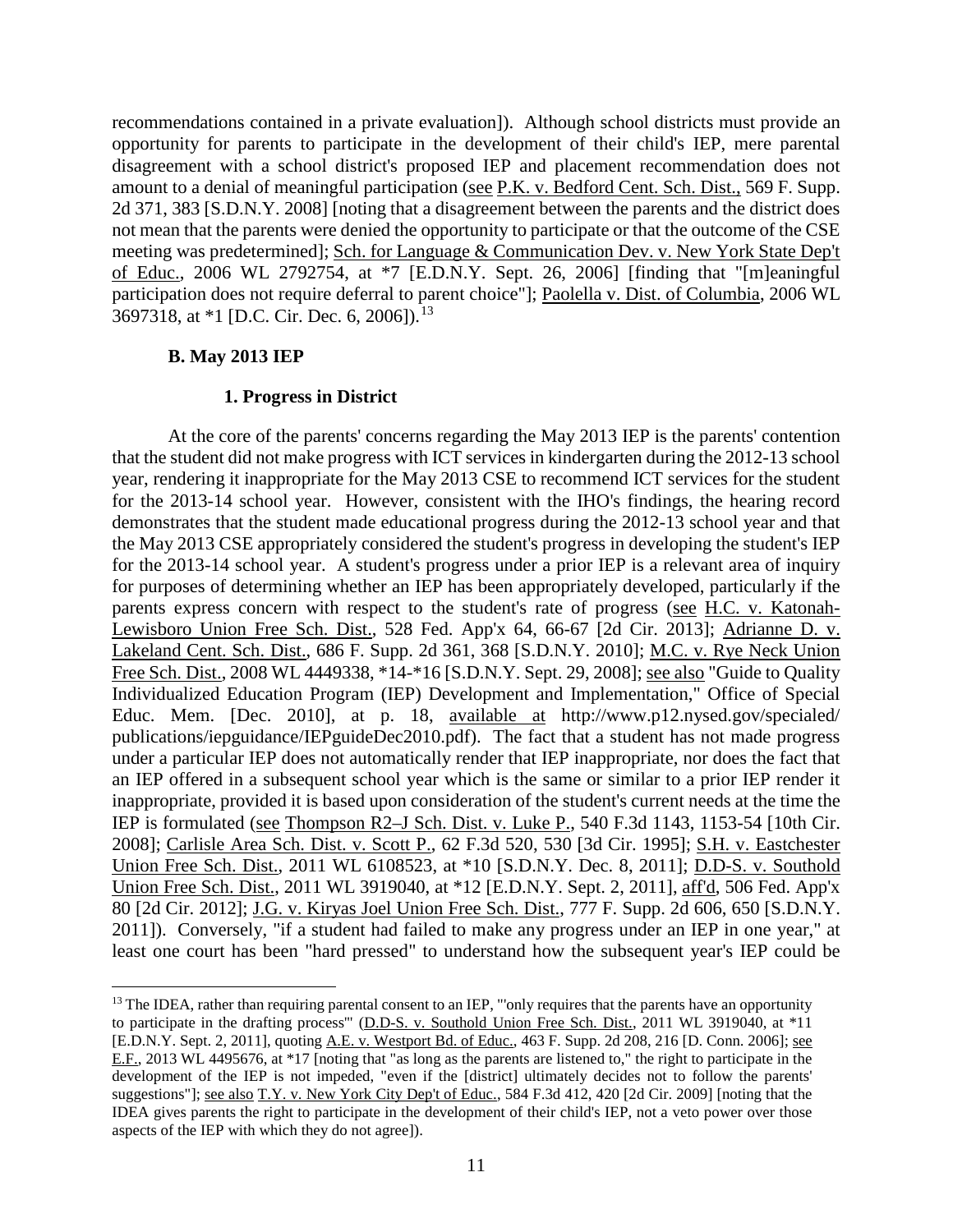recommendations contained in a private evaluation]). Although school districts must provide an opportunity for parents to participate in the development of their child's IEP, mere parental disagreement with a school district's proposed IEP and placement recommendation does not amount to a denial of meaningful participation (see P.K. v. Bedford Cent. Sch. Dist., 569 F. Supp. 2d 371, 383 [S.D.N.Y. 2008] [noting that a disagreement between the parents and the district does not mean that the parents were denied the opportunity to participate or that the outcome of the CSE meeting was predetermined]; Sch. for Language & Communication Dev. v. New York State Dep't of Educ., 2006 WL 2792754, at *7 [E.D.N.Y. Sept. 26, 2006] [finding that "[m]eaningful participation does not require deferral to parent choice"]; Paolella v. Dist. of Columbia, 2006 WL 3697318, at *1 [D.C. Cir. Dec. 6, 2006]).[13]

### B. May 2013 IEP

#### 1. Progress in District

At the core of the parents' concerns regarding the May 2013 IEP is the parents' contention that the student did not make progress with ICT services in kindergarten during the 2012-13 school year, rendering it inappropriate for the May 2013 CSE to recommend ICT services for the student for the 2013-14 school year. However, consistent with the IHO's findings, the hearing record demonstrates that the student made educational progress during the 2012-13 school year and that the May 2013 CSE appropriately considered the student's progress in developing the student's IEP for the 2013-14 school year. A student's progress under a prior IEP is a relevant area of inquiry for purposes of determining whether an IEP has been appropriately developed, particularly if the parents express concern with respect to the student's rate of progress (see H.C. v. Katonah-Lewisboro Union Free Sch. Dist., 528 Fed. App'x 64, 66-67 [2d Cir. 2013]; Adrianne D. v. Lakeland Cent. Sch. Dist., 686 F. Supp. 2d 361, 368 [S.D.N.Y. 2010]; M.C. v. Rye Neck Union Free Sch. Dist., 2008 WL 4449338, *14-*16 [S.D.N.Y. Sept. 29, 2008]; see also "Guide to Quality Individualized Education Program (IEP) Development and Implementation," Office of Special Educ. Mem. [Dec. 2010], at p. 18, available at http://www.p12.nysed.gov/specialed/publications/iepguidance/IEPguideDec2010.pdf). The fact that a student has not made progress under a particular IEP does not automatically render that IEP inappropriate, nor does the fact that an IEP offered in a subsequent school year which is the same or similar to a prior IEP render it inappropriate, provided it is based upon consideration of the student's current needs at the time the IEP is formulated (see Thompson R2–J Sch. Dist. v. Luke P., 540 F.3d 1143, 1153-54 [10th Cir. 2008]; Carlisle Area Sch. Dist. v. Scott P., 62 F.3d 520, 530 [3d Cir. 1995]; S.H. v. Eastchester Union Free Sch. Dist., 2011 WL 6108523, at *10 [S.D.N.Y. Dec. 8, 2011]; D.D-S. v. Southold Union Free Sch. Dist., 2011 WL 3919040, at *12 [E.D.N.Y. Sept. 2, 2011], aff'd, 506 Fed. App'x 80 [2d Cir. 2012]; J.G. v. Kiryas Joel Union Free Sch. Dist., 777 F. Supp. 2d 606, 650 [S.D.N.Y. 2011]). Conversely, "if a student had failed to make any progress under an IEP in one year," at least one court has been "hard pressed" to understand how the subsequent year's IEP could be

---

[13] The IDEA, rather than requiring parental consent to an IEP, "'only requires that the parents have an opportunity to participate in the drafting process'" (D.D-S. v. Southold Union Free Sch. Dist., 2011 WL 3919040, at *11 [E.D.N.Y. Sept. 2, 2011], quoting A.E. v. Westport Bd. of Educ., 463 F. Supp. 2d 208, 216 [D. Conn. 2006]; see E.F., 2013 WL 4495676, at *17 [noting that "as long as the parents are listened to," the right to participate in the development of the IEP is not impeded, "even if the [district] ultimately decides not to follow the parents' suggestions"]; see also T.Y. v. New York City Dep't of Educ., 584 F.3d 412, 420 [2d Cir. 2009] [noting that the IDEA gives parents the right to participate in the development of their child's IEP, not a veto power over those aspects of the IEP with which they do not agree]).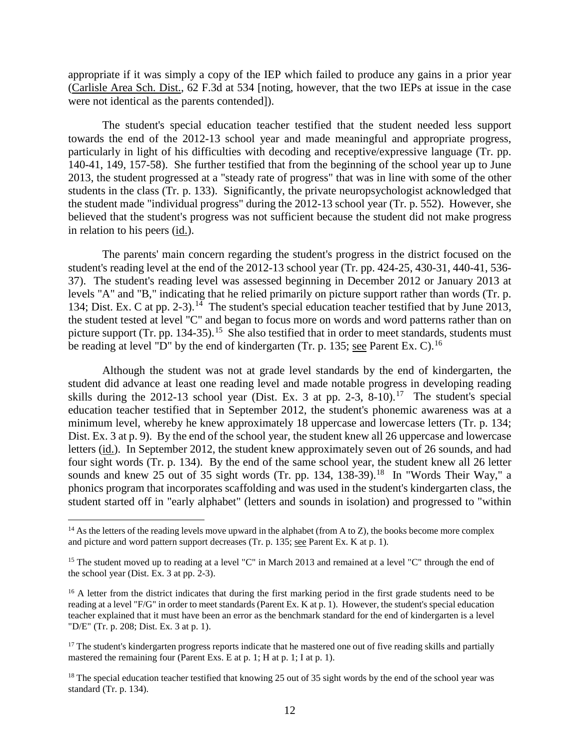appropriate if it was simply a copy of the IEP which failed to produce any gains in a prior year (Carlisle Area Sch. Dist., 62 F.3d at 534 [noting, however, that the two IEPs at issue in the case were not identical as the parents contended]).

The student's special education teacher testified that the student needed less support towards the end of the 2012-13 school year and made meaningful and appropriate progress, particularly in light of his difficulties with decoding and receptive/expressive language (Tr. pp. 140-41, 149, 157-58). She further testified that from the beginning of the school year up to June 2013, the student progressed at a "steady rate of progress" that was in line with some of the other students in the class (Tr. p. 133). Significantly, the private neuropsychologist acknowledged that the student made "individual progress" during the 2012-13 school year (Tr. p. 552). However, she believed that the student's progress was not sufficient because the student did not make progress in relation to his peers (id.).

The parents' main concern regarding the student's progress in the district focused on the student's reading level at the end of the 2012-13 school year (Tr. pp. 424-25, 430-31, 440-41, 536-37). The student's reading level was assessed beginning in December 2012 or January 2013 at levels "A" and "B," indicating that he relied primarily on picture support rather than words (Tr. p. 134; Dist. Ex. C at pp. 2-3).[14] The student's special education teacher testified that by June 2013, the student tested at level "C" and began to focus more on words and word patterns rather than on picture support (Tr. pp. 134-35).[15] She also testified that in order to meet standards, students must be reading at level "D" by the end of kindergarten (Tr. p. 135; see Parent Ex. C).[16]

Although the student was not at grade level standards by the end of kindergarten, the student did advance at least one reading level and made notable progress in developing reading skills during the 2012-13 school year (Dist. Ex. 3 at pp. 2-3, 8-10).[17] The student's special education teacher testified that in September 2012, the student's phonemic awareness was at a minimum level, whereby he knew approximately 18 uppercase and lowercase letters (Tr. p. 134; Dist. Ex. 3 at p. 9). By the end of the school year, the student knew all 26 uppercase and lowercase letters (id.). In September 2012, the student knew approximately seven out of 26 sounds, and had four sight words (Tr. p. 134). By the end of the same school year, the student knew all 26 letter sounds and knew 25 out of 35 sight words (Tr. pp. 134, 138-39).[18] In "Words Their Way," a phonics program that incorporates scaffolding and was used in the student's kindergarten class, the student started off in "early alphabet" (letters and sounds in isolation) and progressed to "within

---

[14] As the letters of the reading levels move upward in the alphabet (from A to Z), the books become more complex and picture and word pattern support decreases (Tr. p. 135; see Parent Ex. K at p. 1).

[15] The student moved up to reading at a level "C" in March 2013 and remained at a level "C" through the end of the school year (Dist. Ex. 3 at pp. 2-3).

[16] A letter from the district indicates that during the first marking period in the first grade students need to be reading at a level "F/G" in order to meet standards (Parent Ex. K at p. 1). However, the student's special education teacher explained that it must have been an error as the benchmark standard for the end of kindergarten is a level "D/E" (Tr. p. 208; Dist. Ex. 3 at p. 1).

[17] The student's kindergarten progress reports indicate that he mastered one out of five reading skills and partially mastered the remaining four (Parent Exs. E at p. 1; H at p. 1; I at p. 1).

[18] The special education teacher testified that knowing 25 out of 35 sight words by the end of the school year was standard (Tr. p. 134).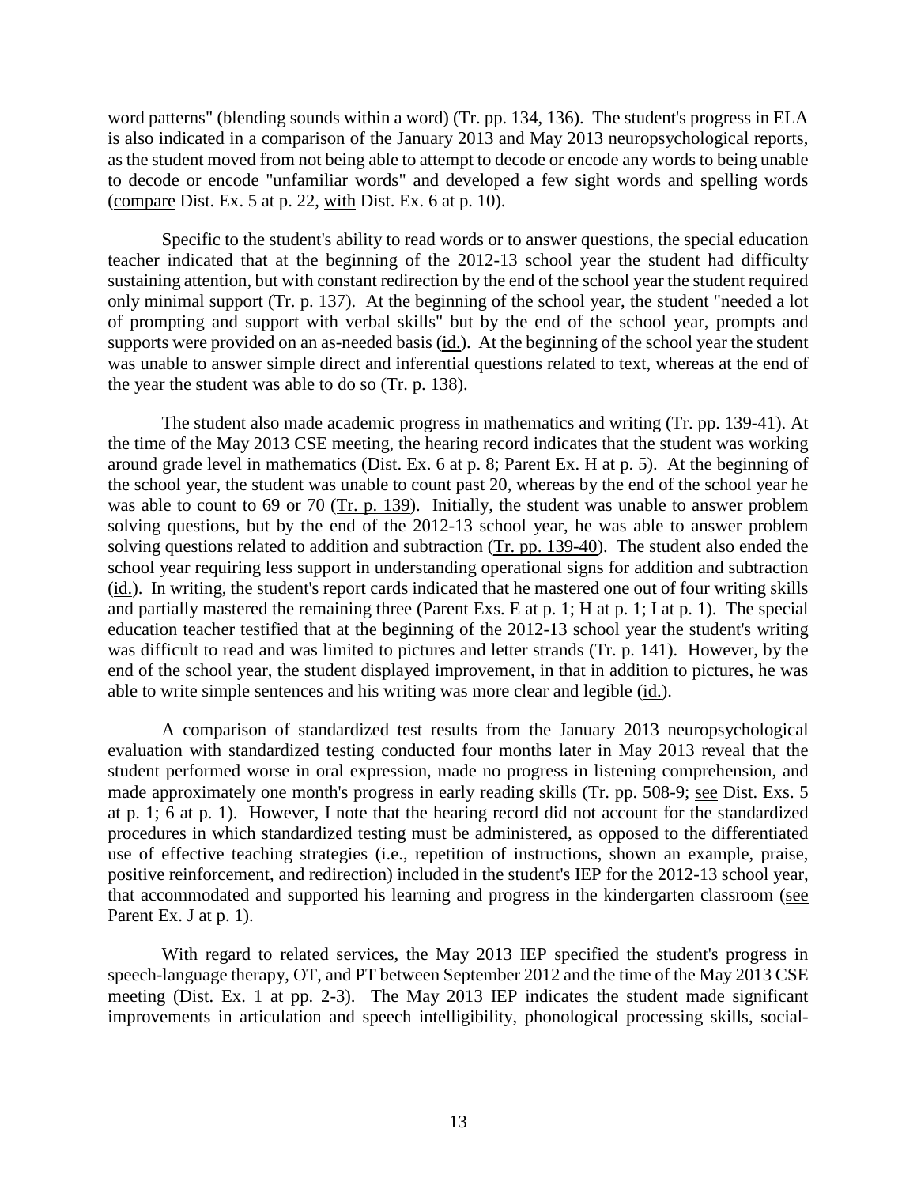word patterns" (blending sounds within a word) (Tr. pp. 134, 136). The student's progress in ELA is also indicated in a comparison of the January 2013 and May 2013 neuropsychological reports, as the student moved from not being able to attempt to decode or encode any words to being unable to decode or encode "unfamiliar words" and developed a few sight words and spelling words (compare Dist. Ex. 5 at p. 22, with Dist. Ex. 6 at p. 10).

Specific to the student's ability to read words or to answer questions, the special education teacher indicated that at the beginning of the 2012-13 school year the student had difficulty sustaining attention, but with constant redirection by the end of the school year the student required only minimal support (Tr. p. 137). At the beginning of the school year, the student "needed a lot of prompting and support with verbal skills" but by the end of the school year, prompts and supports were provided on an as-needed basis (id.). At the beginning of the school year the student was unable to answer simple direct and inferential questions related to text, whereas at the end of the year the student was able to do so (Tr. p. 138).

The student also made academic progress in mathematics and writing (Tr. pp. 139-41). At the time of the May 2013 CSE meeting, the hearing record indicates that the student was working around grade level in mathematics (Dist. Ex. 6 at p. 8; Parent Ex. H at p. 5). At the beginning of the school year, the student was unable to count past 20, whereas by the end of the school year he was able to count to 69 or 70 (Tr. p. 139). Initially, the student was unable to answer problem solving questions, but by the end of the 2012-13 school year, he was able to answer problem solving questions related to addition and subtraction (Tr. pp. 139-40). The student also ended the school year requiring less support in understanding operational signs for addition and subtraction (id.). In writing, the student's report cards indicated that he mastered one out of four writing skills and partially mastered the remaining three (Parent Exs. E at p. 1; H at p. 1; I at p. 1). The special education teacher testified that at the beginning of the 2012-13 school year the student's writing was difficult to read and was limited to pictures and letter strands (Tr. p. 141). However, by the end of the school year, the student displayed improvement, in that in addition to pictures, he was able to write simple sentences and his writing was more clear and legible (id.).

A comparison of standardized test results from the January 2013 neuropsychological evaluation with standardized testing conducted four months later in May 2013 reveal that the student performed worse in oral expression, made no progress in listening comprehension, and made approximately one month's progress in early reading skills (Tr. pp. 508-9; see Dist. Exs. 5 at p. 1; 6 at p. 1). However, I note that the hearing record did not account for the standardized procedures in which standardized testing must be administered, as opposed to the differentiated use of effective teaching strategies (i.e., repetition of instructions, shown an example, praise, positive reinforcement, and redirection) included in the student's IEP for the 2012-13 school year, that accommodated and supported his learning and progress in the kindergarten classroom (see Parent Ex. J at p. 1).

With regard to related services, the May 2013 IEP specified the student's progress in speech-language therapy, OT, and PT between September 2012 and the time of the May 2013 CSE meeting (Dist. Ex. 1 at pp. 2-3). The May 2013 IEP indicates the student made significant improvements in articulation and speech intelligibility, phonological processing skills, social-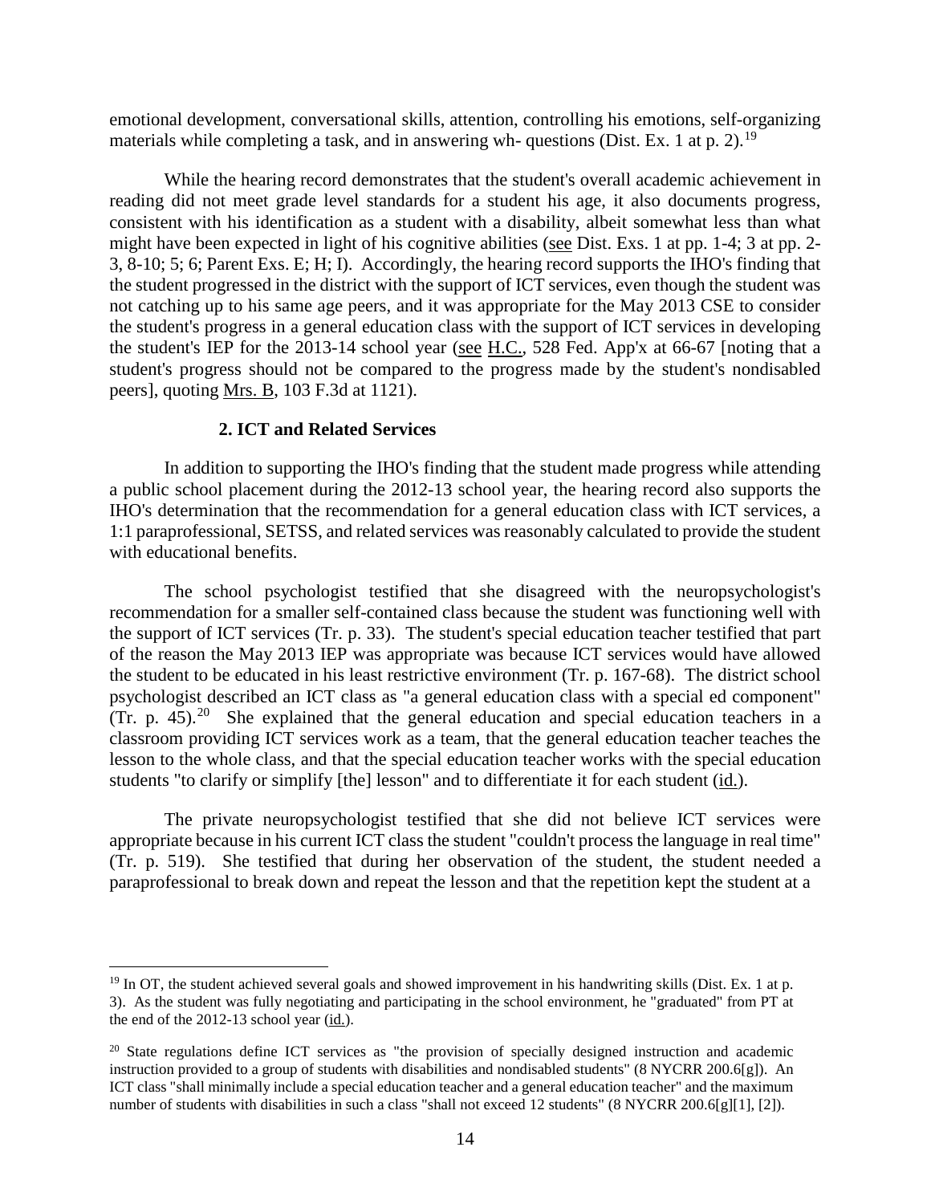emotional development, conversational skills, attention, controlling his emotions, self-organizing materials while completing a task, and in answering wh- questions (Dist. Ex. 1 at p. 2).[19]

While the hearing record demonstrates that the student's overall academic achievement in reading did not meet grade level standards for a student his age, it also documents progress, consistent with his identification as a student with a disability, albeit somewhat less than what might have been expected in light of his cognitive abilities (see Dist. Exs. 1 at pp. 1-4; 3 at pp. 2-3, 8-10; 5; 6; Parent Exs. E; H; I). Accordingly, the hearing record supports the IHO's finding that the student progressed in the district with the support of ICT services, even though the student was not catching up to his same age peers, and it was appropriate for the May 2013 CSE to consider the student's progress in a general education class with the support of ICT services in developing the student's IEP for the 2013-14 school year (see H.C., 528 Fed. App'x at 66-67 [noting that a student's progress should not be compared to the progress made by the student's nondisabled peers], quoting Mrs. B, 103 F.3d at 1121).

### 2. ICT and Related Services

In addition to supporting the IHO's finding that the student made progress while attending a public school placement during the 2012-13 school year, the hearing record also supports the IHO's determination that the recommendation for a general education class with ICT services, a 1:1 paraprofessional, SETSS, and related services was reasonably calculated to provide the student with educational benefits.

The school psychologist testified that she disagreed with the neuropsychologist's recommendation for a smaller self-contained class because the student was functioning well with the support of ICT services (Tr. p. 33). The student's special education teacher testified that part of the reason the May 2013 IEP was appropriate was because ICT services would have allowed the student to be educated in his least restrictive environment (Tr. p. 167-68). The district school psychologist described an ICT class as "a general education class with a special ed component" (Tr. p. 45).[20] She explained that the general education and special education teachers in a classroom providing ICT services work as a team, that the general education teacher teaches the lesson to the whole class, and that the special education teacher works with the special education students "to clarify or simplify [the] lesson" and to differentiate it for each student (id.).

The private neuropsychologist testified that she did not believe ICT services were appropriate because in his current ICT class the student "couldn't process the language in real time" (Tr. p. 519). She testified that during her observation of the student, the student needed a paraprofessional to break down and repeat the lesson and that the repetition kept the student at a

---

[19] In OT, the student achieved several goals and showed improvement in his handwriting skills (Dist. Ex. 1 at p. 3). As the student was fully negotiating and participating in the school environment, he "graduated" from PT at the end of the 2012-13 school year (id.).

[20] State regulations define ICT services as "the provision of specially designed instruction and academic instruction provided to a group of students with disabilities and nondisabled students" (8 NYCRR 200.6[g]). An ICT class "shall minimally include a special education teacher and a general education teacher" and the maximum number of students with disabilities in such a class "shall not exceed 12 students" (8 NYCRR 200.6[g][1], [2]).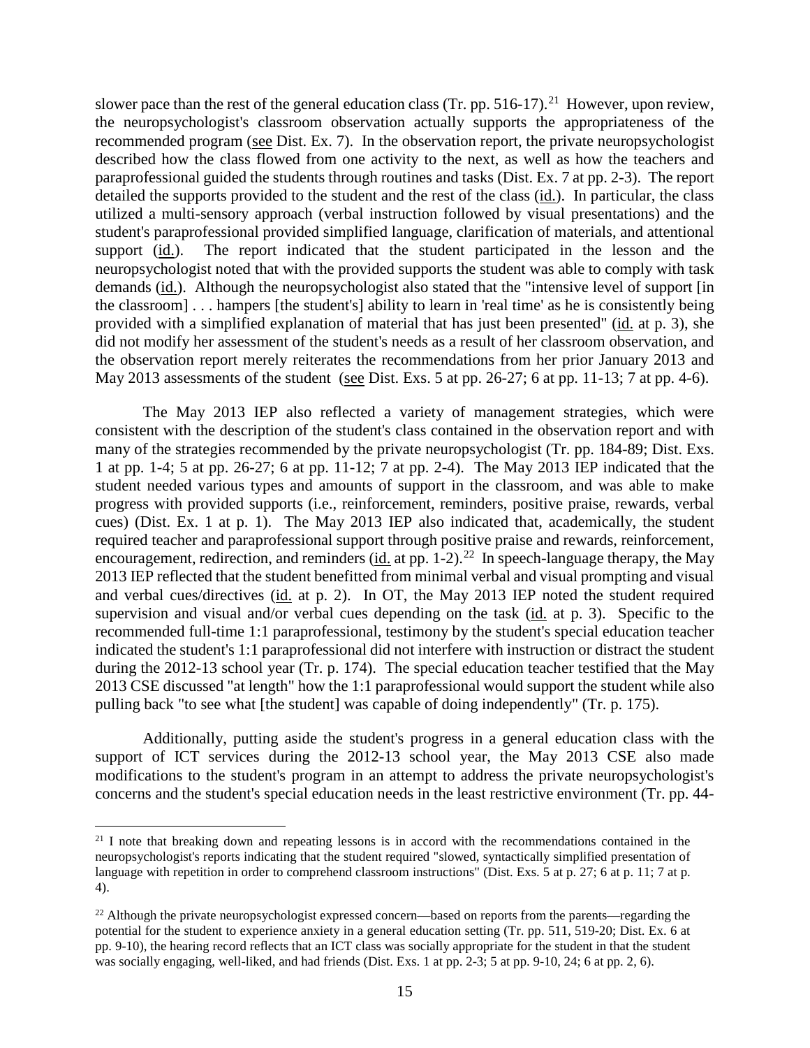slower pace than the rest of the general education class (Tr. pp. 516-17).[21] However, upon review, the neuropsychologist's classroom observation actually supports the appropriateness of the recommended program (see Dist. Ex. 7). In the observation report, the private neuropsychologist described how the class flowed from one activity to the next, as well as how the teachers and paraprofessional guided the students through routines and tasks (Dist. Ex. 7 at pp. 2-3). The report detailed the supports provided to the student and the rest of the class (id.). In particular, the class utilized a multi-sensory approach (verbal instruction followed by visual presentations) and the student's paraprofessional provided simplified language, clarification of materials, and attentional support (id.). The report indicated that the student participated in the lesson and the neuropsychologist noted that with the provided supports the student was able to comply with task demands (id.). Although the neuropsychologist also stated that the "intensive level of support [in the classroom] . . . hampers [the student's] ability to learn in 'real time' as he is consistently being provided with a simplified explanation of material that has just been presented" (id. at p. 3), she did not modify her assessment of the student's needs as a result of her classroom observation, and the observation report merely reiterates the recommendations from her prior January 2013 and May 2013 assessments of the student (see Dist. Exs. 5 at pp. 26-27; 6 at pp. 11-13; 7 at pp. 4-6).

The May 2013 IEP also reflected a variety of management strategies, which were consistent with the description of the student's class contained in the observation report and with many of the strategies recommended by the private neuropsychologist (Tr. pp. 184-89; Dist. Exs. 1 at pp. 1-4; 5 at pp. 26-27; 6 at pp. 11-12; 7 at pp. 2-4). The May 2013 IEP indicated that the student needed various types and amounts of support in the classroom, and was able to make progress with provided supports (i.e., reinforcement, reminders, positive praise, rewards, verbal cues) (Dist. Ex. 1 at p. 1). The May 2013 IEP also indicated that, academically, the student required teacher and paraprofessional support through positive praise and rewards, reinforcement, encouragement, redirection, and reminders (id. at pp. 1-2).[22] In speech-language therapy, the May 2013 IEP reflected that the student benefitted from minimal verbal and visual prompting and visual and verbal cues/directives (id. at p. 2). In OT, the May 2013 IEP noted the student required supervision and visual and/or verbal cues depending on the task (id. at p. 3). Specific to the recommended full-time 1:1 paraprofessional, testimony by the student's special education teacher indicated the student's 1:1 paraprofessional did not interfere with instruction or distract the student during the 2012-13 school year (Tr. p. 174). The special education teacher testified that the May 2013 CSE discussed "at length" how the 1:1 paraprofessional would support the student while also pulling back "to see what [the student] was capable of doing independently" (Tr. p. 175).

Additionally, putting aside the student's progress in a general education class with the support of ICT services during the 2012-13 school year, the May 2013 CSE also made modifications to the student's program in an attempt to address the private neuropsychologist's concerns and the student's special education needs in the least restrictive environment (Tr. pp. 44-

---

[21] I note that breaking down and repeating lessons is in accord with the recommendations contained in the neuropsychologist's reports indicating that the student required "slowed, syntactically simplified presentation of language with repetition in order to comprehend classroom instructions" (Dist. Exs. 5 at p. 27; 6 at p. 11; 7 at p. 4).

[22] Although the private neuropsychologist expressed concern—based on reports from the parents—regarding the potential for the student to experience anxiety in a general education setting (Tr. pp. 511, 519-20; Dist. Ex. 6 at pp. 9-10), the hearing record reflects that an ICT class was socially appropriate for the student in that the student was socially engaging, well-liked, and had friends (Dist. Exs. 1 at pp. 2-3; 5 at pp. 9-10, 24; 6 at pp. 2, 6).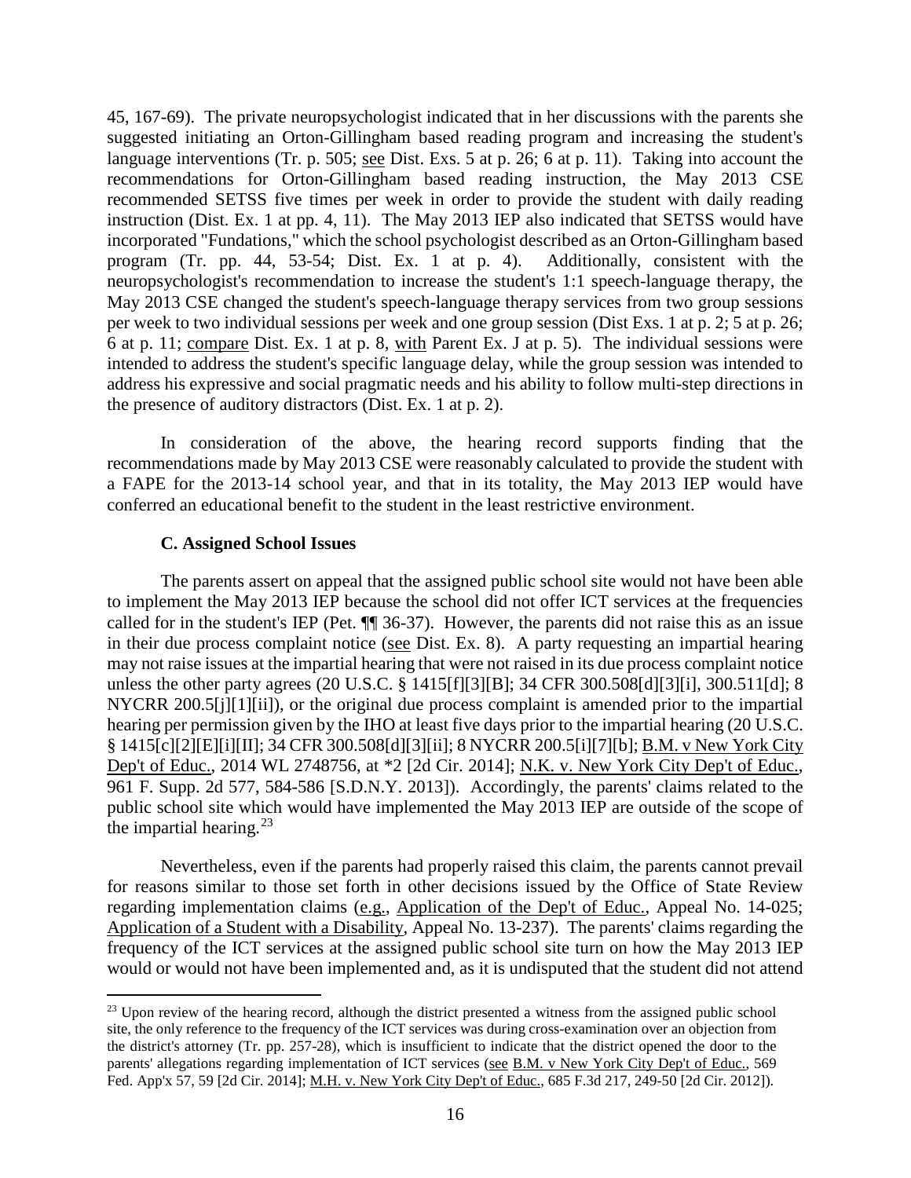45, 167-69). The private neuropsychologist indicated that in her discussions with the parents she suggested initiating an Orton-Gillingham based reading program and increasing the student's language interventions (Tr. p. 505; see Dist. Exs. 5 at p. 26; 6 at p. 11). Taking into account the recommendations for Orton-Gillingham based reading instruction, the May 2013 CSE recommended SETSS five times per week in order to provide the student with daily reading instruction (Dist. Ex. 1 at pp. 4, 11). The May 2013 IEP also indicated that SETSS would have incorporated "Fundations," which the school psychologist described as an Orton-Gillingham based program (Tr. pp. 44, 53-54; Dist. Ex. 1 at p. 4). Additionally, consistent with the neuropsychologist's recommendation to increase the student's 1:1 speech-language therapy, the May 2013 CSE changed the student's speech-language therapy services from two group sessions per week to two individual sessions per week and one group session (Dist Exs. 1 at p. 2; 5 at p. 26; 6 at p. 11; compare Dist. Ex. 1 at p. 8, with Parent Ex. J at p. 5). The individual sessions were intended to address the student's specific language delay, while the group session was intended to address his expressive and social pragmatic needs and his ability to follow multi-step directions in the presence of auditory distractors (Dist. Ex. 1 at p. 2).

In consideration of the above, the hearing record supports finding that the recommendations made by May 2013 CSE were reasonably calculated to provide the student with a FAPE for the 2013-14 school year, and that in its totality, the May 2013 IEP would have conferred an educational benefit to the student in the least restrictive environment.

### C. Assigned School Issues

The parents assert on appeal that the assigned public school site would not have been able to implement the May 2013 IEP because the school did not offer ICT services at the frequencies called for in the student's IEP (Pet. ¶¶ 36-37). However, the parents did not raise this as an issue in their due process complaint notice (see Dist. Ex. 8). A party requesting an impartial hearing may not raise issues at the impartial hearing that were not raised in its due process complaint notice unless the other party agrees (20 U.S.C. § 1415[f][3][B]; 34 CFR 300.508[d][3][i], 300.511[d]; 8 NYCRR 200.5[j][1][ii]), or the original due process complaint is amended prior to the impartial hearing per permission given by the IHO at least five days prior to the impartial hearing (20 U.S.C. § 1415[c][2][E][i][II]; 34 CFR 300.508[d][3][ii]; 8 NYCRR 200.5[i][7][b]; B.M. v New York City Dep't of Educ., 2014 WL 2748756, at *2 [2d Cir. 2014]; N.K. v. New York City Dep't of Educ., 961 F. Supp. 2d 577, 584-586 [S.D.N.Y. 2013]). Accordingly, the parents' claims related to the public school site which would have implemented the May 2013 IEP are outside of the scope of the impartial hearing.[23]

Nevertheless, even if the parents had properly raised this claim, the parents cannot prevail for reasons similar to those set forth in other decisions issued by the Office of State Review regarding implementation claims (e.g., Application of the Dep't of Educ., Appeal No. 14-025; Application of a Student with a Disability, Appeal No. 13-237). The parents' claims regarding the frequency of the ICT services at the assigned public school site turn on how the May 2013 IEP would or would not have been implemented and, as it is undisputed that the student did not attend

---

[23] Upon review of the hearing record, although the district presented a witness from the assigned public school site, the only reference to the frequency of the ICT services was during cross-examination over an objection from the district's attorney (Tr. pp. 257-28), which is insufficient to indicate that the district opened the door to the parents' allegations regarding implementation of ICT services (see B.M. v New York City Dep't of Educ., 569 Fed. App'x 57, 59 [2d Cir. 2014]; M.H. v. New York City Dep't of Educ., 685 F.3d 217, 249-50 [2d Cir. 2012]).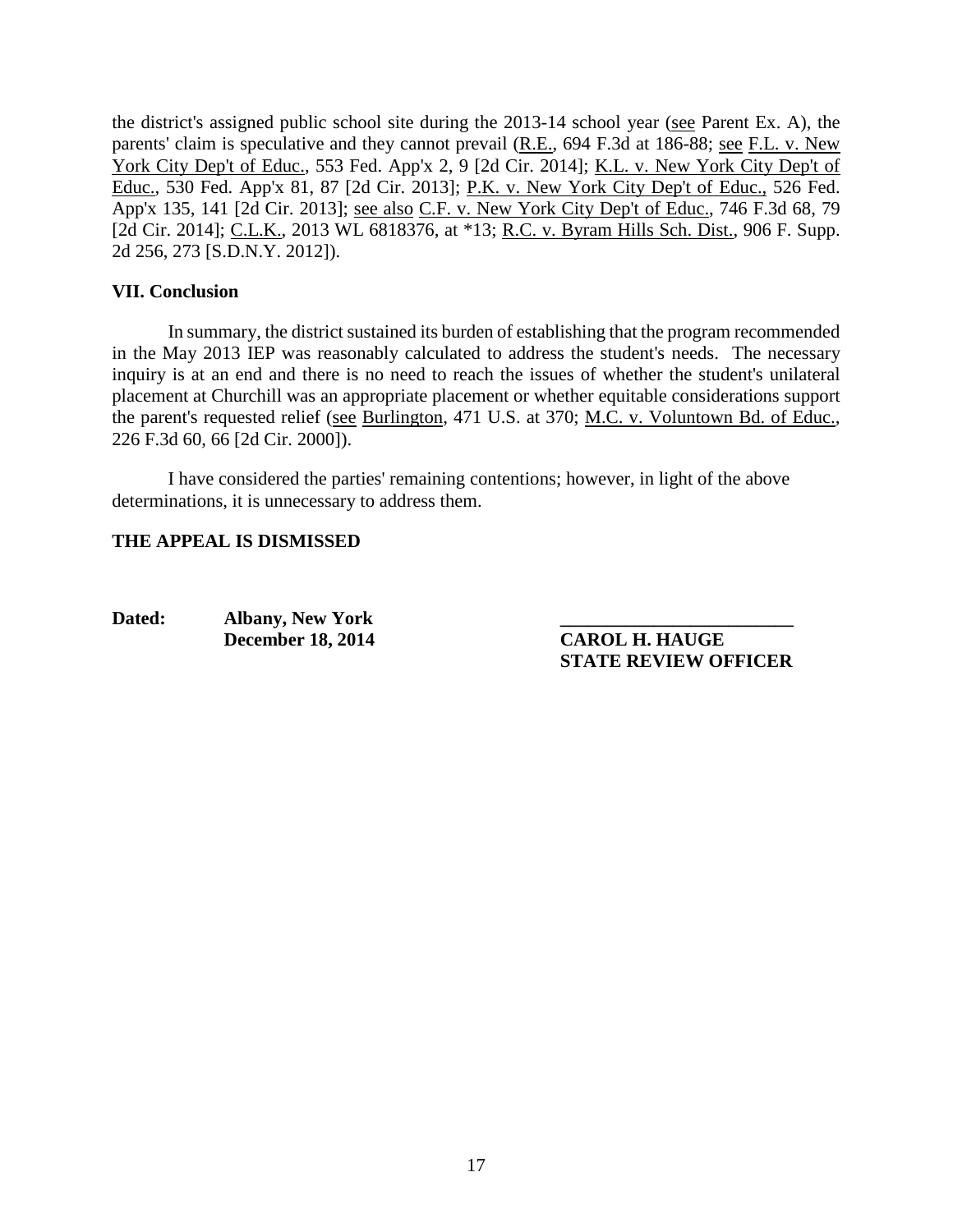the district's assigned public school site during the 2013-14 school year (see Parent Ex. A), the parents' claim is speculative and they cannot prevail (R.E., 694 F.3d at 186-88; see F.L. v. New York City Dep't of Educ., 553 Fed. App'x 2, 9 [2d Cir. 2014]; K.L. v. New York City Dep't of Educ., 530 Fed. App'x 81, 87 [2d Cir. 2013]; P.K. v. New York City Dep't of Educ., 526 Fed. App'x 135, 141 [2d Cir. 2013]; see also C.F. v. New York City Dep't of Educ., 746 F.3d 68, 79 [2d Cir. 2014]; C.L.K., 2013 WL 6818376, at *13; R.C. v. Byram Hills Sch. Dist., 906 F. Supp. 2d 256, 273 [S.D.N.Y. 2012]).

### VII. Conclusion

In summary, the district sustained its burden of establishing that the program recommended in the May 2013 IEP was reasonably calculated to address the student's needs. The necessary inquiry is at an end and there is no need to reach the issues of whether the student's unilateral placement at Churchill was an appropriate placement or whether equitable considerations support the parent's requested relief (see Burlington, 471 U.S. at 370; M.C. v. Voluntown Bd. of Educ., 226 F.3d 60, 66 [2d Cir. 2000]).

I have considered the parties' remaining contentions; however, in light of the above determinations, it is unnecessary to address them.

**THE APPEAL IS DISMISSED**

**Dated:** **Albany, New York**
**December 18, 2014**

\_\_\_\_\_\_\_\_\_\_\_\_\_\_\_\_\_\_\_\_\_\_\_\_\_\_
**CAROL H. HAUGE**
**STATE REVIEW OFFICER**